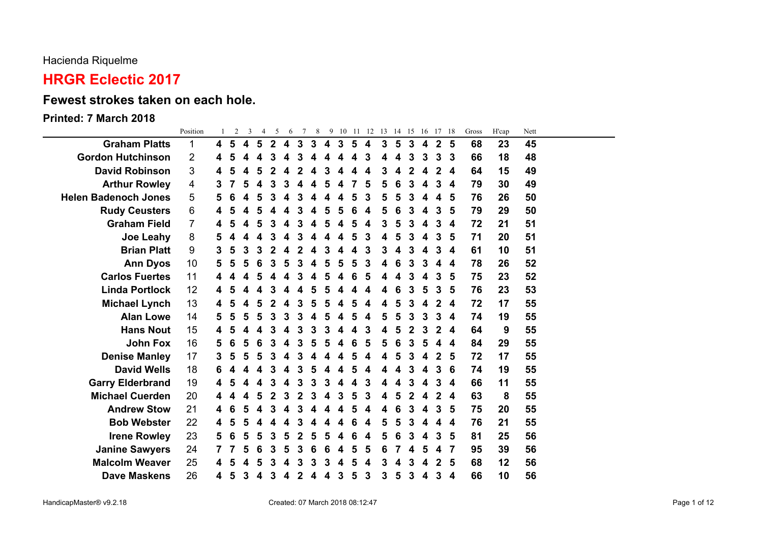Hacienda Riquelme

# HRGR Eclectic 2017

## Fewest strokes taken on each hole.

### Printed: 7 March 2018

| | Position | 1 | 2 | 3 | 4 | 5 | 6 | 7 | 8 | 9 | 10 | 11 | 12 | 13 | 14 | 15 | 16 | 17 | 18 | Gross | H'cap | Nett |
|---|---|---|---|---|---|---|---|---|---|---|---|---|---|---|---|---|---|---|---|---|---|---|
| **Graham Platts** | 1 | **4** | **5** | **4** | **5** | **2** | **4** | **3** | **3** | **4** | **3** | **5** | **4** | **3** | **5** | **3** | **4** | **2** | **5** | **68** | **23** | **45** |
| **Gordon Hutchinson** | 2 | **4** | **5** | **4** | **4** | **3** | **4** | **3** | **4** | **4** | **4** | **4** | **3** | **4** | **4** | **3** | **3** | **3** | **3** | **66** | **18** | **48** |
| **David Robinson** | 3 | **4** | **5** | **4** | **5** | **2** | **4** | **2** | **4** | **3** | **4** | **4** | **4** | **3** | **4** | **2** | **4** | **2** | **4** | **64** | **15** | **49** |
| **Arthur Rowley** | 4 | **3** | **7** | **5** | **4** | **3** | **3** | **4** | **4** | **5** | **4** | **7** | **5** | **5** | **6** | **3** | **4** | **3** | **4** | **79** | **30** | **49** |
| **Helen Badenoch Jones** | 5 | **5** | **6** | **4** | **5** | **3** | **4** | **3** | **4** | **4** | **4** | **5** | **3** | **5** | **5** | **3** | **4** | **4** | **5** | **76** | **26** | **50** |
| **Rudy Ceusters** | 6 | **4** | **5** | **4** | **5** | **4** | **4** | **3** | **4** | **5** | **5** | **6** | **4** | **5** | **6** | **3** | **4** | **3** | **5** | **79** | **29** | **50** |
| **Graham Field** | 7 | **4** | **5** | **4** | **5** | **3** | **4** | **3** | **4** | **5** | **4** | **5** | **4** | **3** | **5** | **3** | **4** | **3** | **4** | **72** | **21** | **51** |
| **Joe Leahy** | 8 | **5** | **4** | **4** | **4** | **3** | **4** | **3** | **4** | **4** | **4** | **5** | **3** | **4** | **5** | **3** | **4** | **3** | **5** | **71** | **20** | **51** |
| **Brian Platt** | 9 | **3** | **5** | **3** | **3** | **2** | **4** | **2** | **4** | **3** | **4** | **4** | **3** | **3** | **4** | **3** | **4** | **3** | **4** | **61** | **10** | **51** |
| **Ann Dyos** | 10 | **5** | **5** | **5** | **6** | **3** | **5** | **3** | **4** | **5** | **5** | **5** | **3** | **4** | **6** | **3** | **3** | **4** | **4** | **78** | **26** | **52** |
| **Carlos Fuertes** | 11 | **4** | **4** | **4** | **5** | **4** | **4** | **3** | **4** | **5** | **4** | **6** | **5** | **4** | **4** | **3** | **4** | **3** | **5** | **75** | **23** | **52** |
| **Linda Portlock** | 12 | **4** | **5** | **4** | **4** | **3** | **4** | **4** | **5** | **5** | **4** | **4** | **4** | **4** | **6** | **3** | **5** | **3** | **5** | **76** | **23** | **53** |
| **Michael Lynch** | 13 | **4** | **5** | **4** | **5** | **2** | **4** | **3** | **5** | **5** | **4** | **5** | **4** | **4** | **5** | **3** | **4** | **2** | **4** | **72** | **17** | **55** |
| **Alan Lowe** | 14 | **5** | **5** | **5** | **5** | **3** | **3** | **3** | **4** | **5** | **4** | **5** | **4** | **5** | **5** | **3** | **3** | **3** | **4** | **74** | **19** | **55** |
| **Hans Nout** | 15 | **4** | **5** | **4** | **4** | **3** | **4** | **3** | **3** | **3** | **4** | **4** | **3** | **4** | **5** | **2** | **3** | **2** | **4** | **64** | **9** | **55** |
| **John Fox** | 16 | **5** | **6** | **5** | **6** | **3** | **4** | **3** | **5** | **5** | **4** | **6** | **5** | **5** | **6** | **3** | **5** | **4** | **4** | **84** | **29** | **55** |
| **Denise Manley** | 17 | **3** | **5** | **5** | **5** | **3** | **4** | **3** | **4** | **4** | **4** | **5** | **4** | **4** | **5** | **3** | **4** | **2** | **5** | **72** | **17** | **55** |
| **David Wells** | 18 | **6** | **4** | **4** | **4** | **3** | **4** | **3** | **5** | **4** | **4** | **5** | **4** | **4** | **4** | **3** | **4** | **3** | **6** | **74** | **19** | **55** |
| **Garry Elderbrand** | 19 | **4** | **5** | **4** | **4** | **3** | **4** | **3** | **3** | **3** | **4** | **4** | **3** | **4** | **4** | **3** | **4** | **3** | **4** | **66** | **11** | **55** |
| **Michael Cuerden** | 20 | **4** | **4** | **4** | **5** | **2** | **3** | **2** | **3** | **4** | **3** | **5** | **3** | **4** | **5** | **2** | **4** | **2** | **4** | **63** | **8** | **55** |
| **Andrew Stow** | 21 | **4** | **6** | **5** | **4** | **3** | **4** | **3** | **4** | **4** | **4** | **5** | **4** | **4** | **6** | **3** | **4** | **3** | **5** | **75** | **20** | **55** |
| **Bob Webster** | 22 | **4** | **5** | **5** | **4** | **4** | **4** | **3** | **4** | **4** | **4** | **6** | **4** | **5** | **5** | **3** | **4** | **4** | **4** | **76** | **21** | **55** |
| **Irene Rowley** | 23 | **5** | **6** | **5** | **5** | **3** | **5** | **2** | **5** | **5** | **4** | **6** | **4** | **5** | **6** | **3** | **4** | **3** | **5** | **81** | **25** | **56** |
| **Janine Sawyers** | 24 | **7** | **7** | **5** | **6** | **3** | **5** | **3** | **6** | **6** | **4** | **5** | **5** | **6** | **7** | **4** | **5** | **4** | **7** | **95** | **39** | **56** |
| **Malcolm Weaver** | 25 | **4** | **5** | **4** | **5** | **3** | **4** | **3** | **3** | **3** | **4** | **5** | **4** | **3** | **4** | **3** | **4** | **2** | **5** | **68** | **12** | **56** |
| **Dave Maskens** | 26 | **4** | **5** | **3** | **4** | **3** | **4** | **2** | **4** | **4** | **3** | **5** | **3** | **3** | **5** | **3** | **4** | **3** | **4** | **66** | **10** | **56** |

HandicapMaster® v9.2.18 Created: 07 March 2018 08:12:47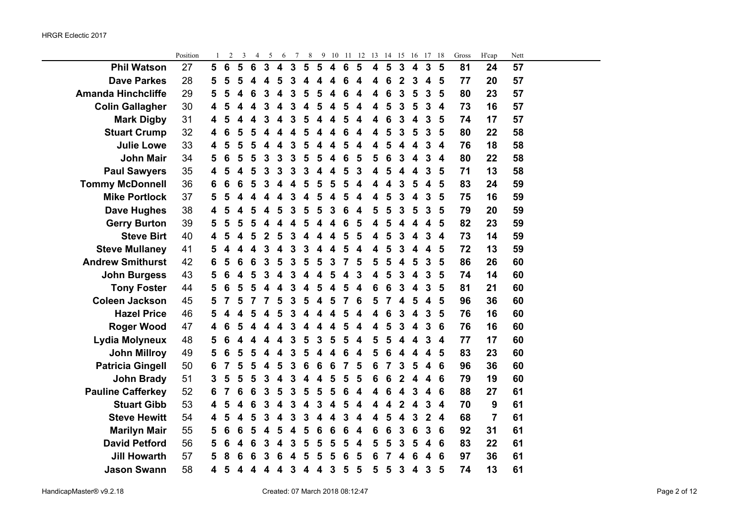HRGR Eclectic 2017

| | Position | 1 | 2 | 3 | 4 | 5 | 6 | 7 | 8 | 9 | 10 | 11 | 12 | 13 | 14 | 15 | 16 | 17 | 18 | Gross | H'cap | Nett |
|---|---|---|---|---|---|---|---|---|---|---|---|---|---|---|---|---|---|---|---|---|---|---|
| **Phil Watson** | 27 | 5 | 6 | 5 | 6 | 3 | 4 | 3 | 5 | 5 | 4 | 6 | 5 | 4 | 5 | 3 | 4 | 3 | 5 | 81 | 24 | 57 |
| **Dave Parkes** | 28 | 5 | 5 | 5 | 4 | 4 | 5 | 3 | 4 | 4 | 4 | 6 | 4 | 4 | 6 | 2 | 3 | 4 | 5 | 77 | 20 | 57 |
| **Amanda Hinchcliffe** | 29 | 5 | 5 | 4 | 6 | 3 | 4 | 3 | 5 | 5 | 4 | 6 | 4 | 4 | 6 | 3 | 5 | 3 | 5 | 80 | 23 | 57 |
| **Colin Gallagher** | 30 | 4 | 5 | 4 | 4 | 3 | 4 | 3 | 4 | 5 | 4 | 5 | 4 | 4 | 5 | 3 | 5 | 3 | 4 | 73 | 16 | 57 |
| **Mark Digby** | 31 | 4 | 5 | 4 | 4 | 3 | 4 | 3 | 5 | 4 | 4 | 5 | 4 | 4 | 6 | 3 | 4 | 3 | 5 | 74 | 17 | 57 |
| **Stuart Crump** | 32 | 4 | 6 | 5 | 5 | 4 | 4 | 4 | 5 | 4 | 4 | 6 | 4 | 4 | 5 | 3 | 5 | 3 | 5 | 80 | 22 | 58 |
| **Julie Lowe** | 33 | 4 | 5 | 5 | 5 | 4 | 4 | 3 | 5 | 4 | 4 | 5 | 4 | 4 | 5 | 4 | 4 | 3 | 4 | 76 | 18 | 58 |
| **John Mair** | 34 | 5 | 6 | 5 | 5 | 3 | 3 | 3 | 5 | 5 | 4 | 6 | 5 | 5 | 6 | 3 | 4 | 3 | 4 | 80 | 22 | 58 |
| **Paul Sawyers** | 35 | 4 | 5 | 4 | 5 | 3 | 3 | 3 | 3 | 4 | 4 | 5 | 3 | 4 | 5 | 4 | 4 | 3 | 5 | 71 | 13 | 58 |
| **Tommy McDonnell** | 36 | 6 | 6 | 6 | 5 | 3 | 4 | 4 | 5 | 5 | 5 | 5 | 4 | 4 | 4 | 3 | 5 | 4 | 5 | 83 | 24 | 59 |
| **Mike Portlock** | 37 | 5 | 5 | 4 | 4 | 4 | 4 | 3 | 4 | 5 | 4 | 5 | 4 | 4 | 5 | 3 | 4 | 3 | 5 | 75 | 16 | 59 |
| **Dave Hughes** | 38 | 4 | 5 | 4 | 5 | 4 | 5 | 3 | 5 | 5 | 3 | 6 | 4 | 5 | 5 | 3 | 5 | 3 | 5 | 79 | 20 | 59 |
| **Gerry Burton** | 39 | 5 | 5 | 5 | 5 | 4 | 4 | 4 | 5 | 4 | 4 | 6 | 5 | 4 | 5 | 4 | 4 | 4 | 5 | 82 | 23 | 59 |
| **Steve Birt** | 40 | 4 | 5 | 4 | 5 | 2 | 5 | 3 | 4 | 4 | 4 | 5 | 5 | 4 | 5 | 3 | 4 | 3 | 4 | 73 | 14 | 59 |
| **Steve Mullaney** | 41 | 5 | 4 | 4 | 4 | 3 | 4 | 3 | 3 | 4 | 4 | 5 | 4 | 4 | 5 | 3 | 4 | 4 | 5 | 72 | 13 | 59 |
| **Andrew Smithurst** | 42 | 6 | 5 | 6 | 6 | 3 | 5 | 3 | 5 | 5 | 3 | 7 | 5 | 5 | 5 | 4 | 5 | 3 | 5 | 86 | 26 | 60 |
| **John Burgess** | 43 | 5 | 6 | 4 | 5 | 3 | 4 | 3 | 4 | 4 | 5 | 4 | 3 | 4 | 5 | 3 | 4 | 3 | 5 | 74 | 14 | 60 |
| **Tony Foster** | 44 | 5 | 6 | 5 | 5 | 4 | 4 | 3 | 4 | 5 | 4 | 5 | 4 | 6 | 6 | 3 | 4 | 3 | 5 | 81 | 21 | 60 |
| **Coleen Jackson** | 45 | 5 | 7 | 5 | 7 | 7 | 5 | 3 | 5 | 4 | 5 | 7 | 6 | 5 | 7 | 4 | 5 | 4 | 5 | 96 | 36 | 60 |
| **Hazel Price** | 46 | 5 | 4 | 4 | 5 | 4 | 5 | 3 | 4 | 4 | 4 | 5 | 4 | 4 | 6 | 3 | 4 | 3 | 5 | 76 | 16 | 60 |
| **Roger Wood** | 47 | 4 | 6 | 5 | 4 | 4 | 4 | 3 | 4 | 4 | 4 | 5 | 4 | 4 | 5 | 3 | 4 | 3 | 6 | 76 | 16 | 60 |
| **Lydia Molyneux** | 48 | 5 | 6 | 4 | 4 | 4 | 4 | 3 | 5 | 3 | 5 | 5 | 4 | 5 | 5 | 4 | 4 | 3 | 4 | 77 | 17 | 60 |
| **John Millroy** | 49 | 5 | 6 | 5 | 5 | 4 | 4 | 3 | 5 | 4 | 4 | 6 | 4 | 5 | 6 | 4 | 4 | 4 | 5 | 83 | 23 | 60 |
| **Patricia Gingell** | 50 | 6 | 7 | 5 | 5 | 4 | 5 | 3 | 6 | 6 | 6 | 7 | 5 | 6 | 7 | 3 | 5 | 4 | 6 | 96 | 36 | 60 |
| **John Brady** | 51 | 3 | 5 | 5 | 5 | 3 | 4 | 3 | 4 | 4 | 5 | 5 | 5 | 6 | 6 | 2 | 4 | 4 | 6 | 79 | 19 | 60 |
| **Pauline Cafferkey** | 52 | 6 | 7 | 6 | 6 | 3 | 5 | 3 | 5 | 5 | 5 | 6 | 4 | 4 | 6 | 4 | 3 | 4 | 6 | 88 | 27 | 61 |
| **Stuart Gibb** | 53 | 4 | 5 | 4 | 6 | 3 | 4 | 3 | 4 | 3 | 4 | 5 | 4 | 4 | 4 | 2 | 4 | 3 | 4 | 70 | 9 | 61 |
| **Steve Hewitt** | 54 | 4 | 5 | 4 | 5 | 3 | 4 | 3 | 3 | 4 | 4 | 3 | 4 | 4 | 5 | 4 | 3 | 2 | 4 | 68 | 7 | 61 |
| **Marilyn Mair** | 55 | 5 | 6 | 6 | 5 | 4 | 5 | 4 | 5 | 6 | 6 | 6 | 4 | 6 | 6 | 3 | 6 | 3 | 6 | 92 | 31 | 61 |
| **David Petford** | 56 | 5 | 6 | 4 | 6 | 3 | 4 | 3 | 5 | 5 | 5 | 5 | 4 | 5 | 5 | 3 | 5 | 4 | 6 | 83 | 22 | 61 |
| **Jill Howarth** | 57 | 5 | 8 | 6 | 6 | 3 | 6 | 4 | 5 | 5 | 5 | 6 | 5 | 6 | 7 | 4 | 6 | 4 | 6 | 97 | 36 | 61 |
| **Jason Swann** | 58 | 4 | 5 | 4 | 4 | 4 | 4 | 3 | 4 | 4 | 3 | 5 | 5 | 5 | 5 | 3 | 4 | 3 | 5 | 74 | 13 | 61 |

HandicapMaster® v9.2.18 Created: 07 March 2018 08:12:47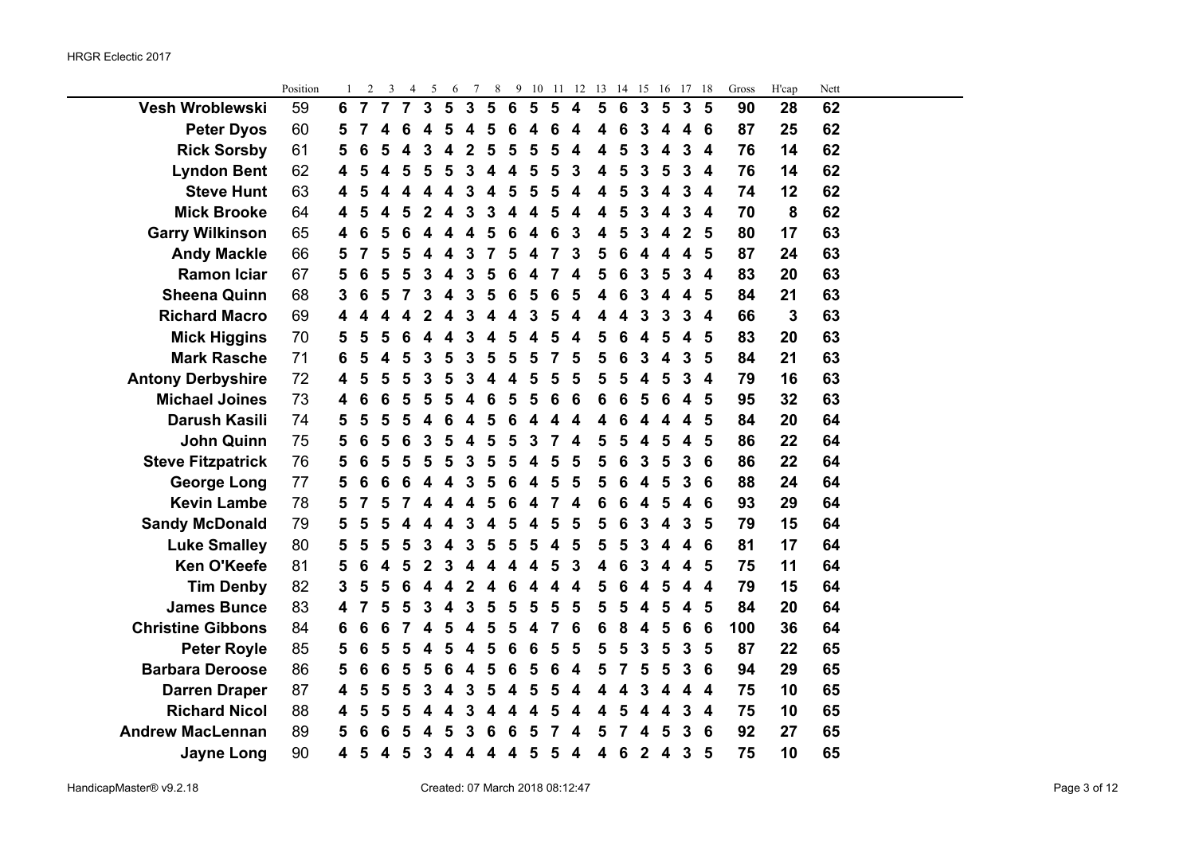HRGR Eclectic 2017

| | Position | 1 | 2 | 3 | 4 | 5 | 6 | 7 | 8 | 9 | 10 | 11 | 12 | 13 | 14 | 15 | 16 | 17 | 18 | Gross | H'cap | Nett |
|---|---|---|---|---|---|---|---|---|---|---|---|---|---|---|---|---|---|---|---|---|---|---|
| **Vesh Wroblewski** | 59 | **6** | **7** | **7** | **7** | **3** | **5** | **3** | **5** | **6** | **5** | **5** | **4** | **5** | **6** | **3** | **5** | **3** | **5** | **90** | **28** | **62** |
| **Peter Dyos** | 60 | **5** | **7** | **4** | **6** | **4** | **5** | **4** | **5** | **6** | **4** | **6** | **4** | **4** | **6** | **3** | **4** | **4** | **6** | **87** | **25** | **62** |
| **Rick Sorsby** | 61 | **5** | **6** | **5** | **4** | **3** | **4** | **2** | **5** | **5** | **5** | **5** | **4** | **4** | **5** | **3** | **4** | **3** | **4** | **76** | **14** | **62** |
| **Lyndon Bent** | 62 | **4** | **5** | **4** | **5** | **5** | **5** | **3** | **4** | **4** | **5** | **5** | **3** | **4** | **5** | **3** | **5** | **3** | **4** | **76** | **14** | **62** |
| **Steve Hunt** | 63 | **4** | **5** | **4** | **4** | **4** | **4** | **3** | **4** | **5** | **5** | **5** | **4** | **4** | **5** | **3** | **4** | **3** | **4** | **74** | **12** | **62** |
| **Mick Brooke** | 64 | **4** | **5** | **4** | **5** | **2** | **4** | **3** | **3** | **4** | **4** | **5** | **4** | **4** | **5** | **3** | **4** | **3** | **4** | **70** | **8** | **62** |
| **Garry Wilkinson** | 65 | **4** | **6** | **5** | **6** | **4** | **4** | **4** | **5** | **6** | **4** | **6** | **3** | **4** | **5** | **3** | **4** | **2** | **5** | **80** | **17** | **63** |
| **Andy Mackle** | 66 | **5** | **7** | **5** | **5** | **4** | **4** | **3** | **7** | **5** | **4** | **7** | **3** | **5** | **6** | **4** | **4** | **4** | **5** | **87** | **24** | **63** |
| **Ramon Iciar** | 67 | **5** | **6** | **5** | **5** | **3** | **4** | **3** | **5** | **6** | **4** | **7** | **4** | **5** | **6** | **3** | **5** | **3** | **4** | **83** | **20** | **63** |
| **Sheena Quinn** | 68 | **3** | **6** | **5** | **7** | **3** | **4** | **3** | **5** | **6** | **5** | **6** | **5** | **4** | **6** | **3** | **4** | **4** | **5** | **84** | **21** | **63** |
| **Richard Macro** | 69 | **4** | **4** | **4** | **4** | **2** | **4** | **3** | **4** | **4** | **3** | **5** | **4** | **4** | **4** | **3** | **3** | **3** | **4** | **66** | **3** | **63** |
| **Mick Higgins** | 70 | **5** | **5** | **5** | **6** | **4** | **4** | **3** | **4** | **5** | **4** | **5** | **4** | **5** | **6** | **4** | **5** | **4** | **5** | **83** | **20** | **63** |
| **Mark Rasche** | 71 | **6** | **5** | **4** | **5** | **3** | **5** | **3** | **5** | **5** | **5** | **7** | **5** | **5** | **6** | **3** | **4** | **3** | **5** | **84** | **21** | **63** |
| **Antony Derbyshire** | 72 | **4** | **5** | **5** | **5** | **3** | **5** | **3** | **4** | **4** | **5** | **5** | **5** | **5** | **5** | **4** | **5** | **3** | **4** | **79** | **16** | **63** |
| **Michael Joines** | 73 | **4** | **6** | **6** | **5** | **5** | **5** | **4** | **6** | **5** | **5** | **6** | **6** | **6** | **6** | **5** | **6** | **4** | **5** | **95** | **32** | **63** |
| **Darush Kasili** | 74 | **5** | **5** | **5** | **5** | **4** | **6** | **4** | **5** | **6** | **4** | **4** | **4** | **4** | **6** | **4** | **4** | **4** | **5** | **84** | **20** | **64** |
| **John Quinn** | 75 | **5** | **6** | **5** | **6** | **3** | **5** | **4** | **5** | **5** | **3** | **7** | **4** | **5** | **5** | **4** | **5** | **4** | **5** | **86** | **22** | **64** |
| **Steve Fitzpatrick** | 76 | **5** | **6** | **5** | **5** | **5** | **5** | **3** | **5** | **5** | **4** | **5** | **5** | **5** | **6** | **3** | **5** | **3** | **6** | **86** | **22** | **64** |
| **George Long** | 77 | **5** | **6** | **6** | **6** | **4** | **4** | **3** | **5** | **6** | **4** | **5** | **5** | **5** | **6** | **4** | **5** | **3** | **6** | **88** | **24** | **64** |
| **Kevin Lambe** | 78 | **5** | **7** | **5** | **7** | **4** | **4** | **4** | **5** | **6** | **4** | **7** | **4** | **6** | **6** | **4** | **5** | **4** | **6** | **93** | **29** | **64** |
| **Sandy McDonald** | 79 | **5** | **5** | **5** | **4** | **4** | **4** | **3** | **4** | **5** | **4** | **5** | **5** | **5** | **6** | **3** | **4** | **3** | **5** | **79** | **15** | **64** |
| **Luke Smalley** | 80 | **5** | **5** | **5** | **5** | **3** | **4** | **3** | **5** | **5** | **5** | **4** | **5** | **5** | **5** | **3** | **4** | **4** | **6** | **81** | **17** | **64** |
| **Ken O'Keefe** | 81 | **5** | **6** | **4** | **5** | **2** | **3** | **4** | **4** | **4** | **4** | **5** | **3** | **4** | **6** | **3** | **4** | **4** | **5** | **75** | **11** | **64** |
| **Tim Denby** | 82 | **3** | **5** | **5** | **6** | **4** | **4** | **2** | **4** | **6** | **4** | **4** | **4** | **5** | **6** | **4** | **5** | **4** | **4** | **79** | **15** | **64** |
| **James Bunce** | 83 | **4** | **7** | **5** | **5** | **3** | **4** | **3** | **5** | **5** | **5** | **5** | **5** | **5** | **5** | **4** | **5** | **4** | **5** | **84** | **20** | **64** |
| **Christine Gibbons** | 84 | **6** | **6** | **6** | **7** | **4** | **5** | **4** | **5** | **5** | **4** | **7** | **6** | **6** | **8** | **4** | **5** | **6** | **6** | **100** | **36** | **64** |
| **Peter Royle** | 85 | **5** | **6** | **5** | **5** | **4** | **5** | **4** | **5** | **6** | **6** | **5** | **5** | **5** | **5** | **3** | **5** | **3** | **5** | **87** | **22** | **65** |
| **Barbara Deroose** | 86 | **5** | **6** | **6** | **5** | **5** | **6** | **4** | **5** | **6** | **5** | **6** | **4** | **5** | **7** | **5** | **5** | **3** | **6** | **94** | **29** | **65** |
| **Darren Draper** | 87 | **4** | **5** | **5** | **5** | **3** | **4** | **3** | **5** | **4** | **5** | **5** | **4** | **4** | **4** | **3** | **4** | **4** | **4** | **75** | **10** | **65** |
| **Richard Nicol** | 88 | **4** | **5** | **5** | **5** | **4** | **4** | **3** | **4** | **4** | **4** | **5** | **4** | **4** | **5** | **4** | **4** | **3** | **4** | **75** | **10** | **65** |
| **Andrew MacLennan** | 89 | **5** | **6** | **6** | **5** | **4** | **5** | **3** | **6** | **6** | **5** | **7** | **4** | **5** | **7** | **4** | **5** | **3** | **6** | **92** | **27** | **65** |
| **Jayne Long** | 90 | **4** | **5** | **4** | **5** | **3** | **4** | **4** | **4** | **4** | **5** | **5** | **4** | **4** | **6** | **2** | **4** | **3** | **5** | **75** | **10** | **65** |

HandicapMaster® v9.2.18 Created: 07 March 2018 08:12:47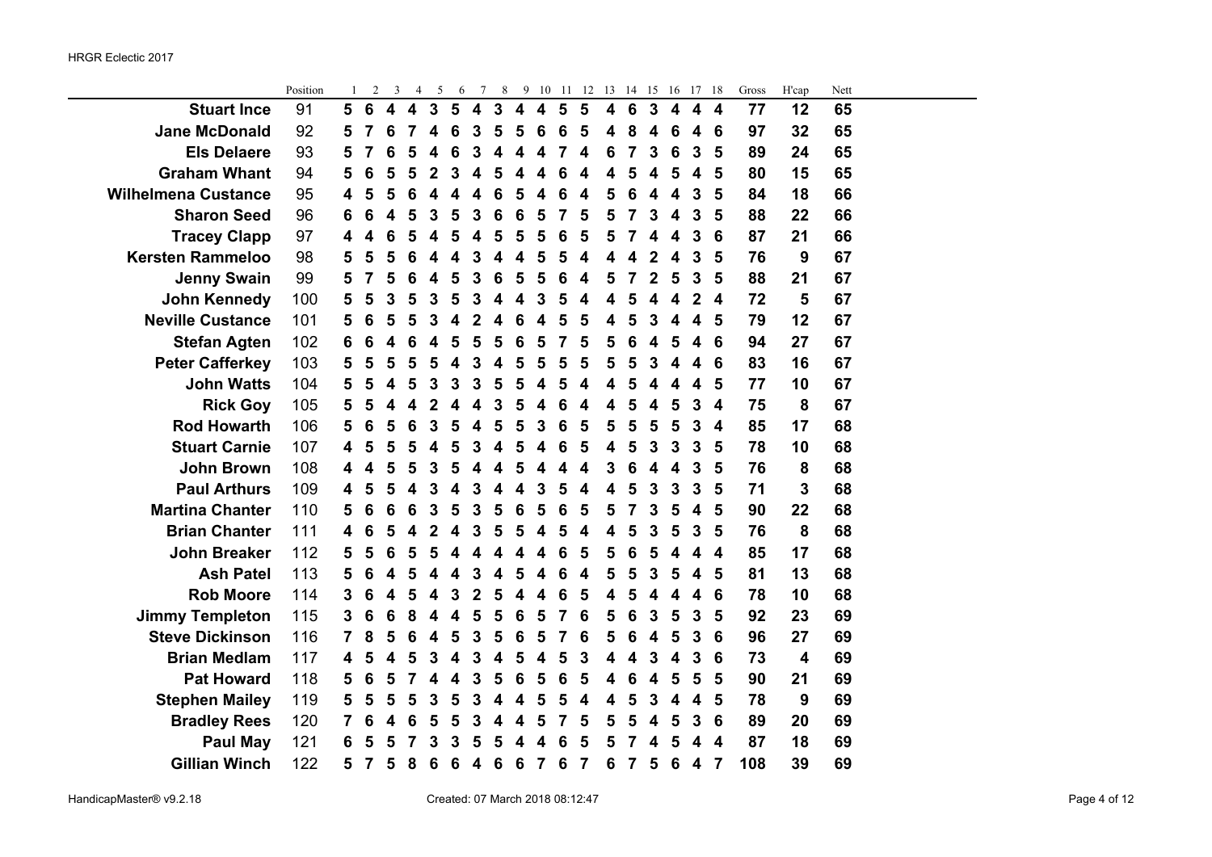HRGR Eclectic 2017

| | Position | 1 | 2 | 3 | 4 | 5 | 6 | 7 | 8 | 9 | 10 | 11 | 12 | 13 | 14 | 15 | 16 | 17 | 18 | Gross | H'cap | Nett |
|---|---|---|---|---|---|---|---|---|---|---|---|---|---|---|---|---|---|---|---|---|---|---|
| **Stuart Ince** | 91 | **5** | **6** | **4** | **4** | **3** | **5** | **4** | **3** | **4** | **4** | **5** | **5** | **4** | **6** | **3** | **4** | **4** | **4** | **77** | **12** | **65** |
| **Jane McDonald** | 92 | **5** | **7** | **6** | **7** | **4** | **6** | **3** | **5** | **5** | **6** | **6** | **5** | **4** | **8** | **4** | **6** | **4** | **6** | **97** | **32** | **65** |
| **Els Delaere** | 93 | **5** | **7** | **6** | **5** | **4** | **6** | **3** | **4** | **4** | **4** | **7** | **4** | **6** | **7** | **3** | **6** | **3** | **5** | **89** | **24** | **65** |
| **Graham Whant** | 94 | **5** | **6** | **5** | **5** | **2** | **3** | **4** | **5** | **4** | **4** | **6** | **4** | **4** | **5** | **4** | **5** | **4** | **5** | **80** | **15** | **65** |
| **Wilhelmena Custance** | 95 | **4** | **5** | **5** | **6** | **4** | **4** | **4** | **6** | **5** | **4** | **6** | **4** | **5** | **6** | **4** | **4** | **3** | **5** | **84** | **18** | **66** |
| **Sharon Seed** | 96 | **6** | **6** | **4** | **5** | **3** | **5** | **3** | **6** | **6** | **5** | **7** | **5** | **5** | **7** | **3** | **4** | **3** | **5** | **88** | **22** | **66** |
| **Tracey Clapp** | 97 | **4** | **4** | **6** | **5** | **4** | **5** | **4** | **5** | **5** | **5** | **6** | **5** | **5** | **7** | **4** | **4** | **3** | **6** | **87** | **21** | **66** |
| **Kersten Rammeloo** | 98 | **5** | **5** | **5** | **6** | **4** | **4** | **3** | **4** | **4** | **5** | **5** | **4** | **4** | **4** | **2** | **4** | **3** | **5** | **76** | **9** | **67** |
| **Jenny Swain** | 99 | **5** | **7** | **5** | **6** | **4** | **5** | **3** | **6** | **5** | **5** | **6** | **4** | **5** | **7** | **2** | **5** | **3** | **5** | **88** | **21** | **67** |
| **John Kennedy** | 100 | **5** | **5** | **3** | **5** | **3** | **5** | **3** | **4** | **4** | **3** | **5** | **4** | **4** | **5** | **4** | **4** | **2** | **4** | **72** | **5** | **67** |
| **Neville Custance** | 101 | **5** | **6** | **5** | **5** | **3** | **4** | **2** | **4** | **6** | **4** | **5** | **5** | **4** | **5** | **3** | **4** | **4** | **5** | **79** | **12** | **67** |
| **Stefan Agten** | 102 | **6** | **6** | **4** | **6** | **4** | **5** | **5** | **5** | **6** | **5** | **7** | **5** | **5** | **6** | **4** | **5** | **4** | **6** | **94** | **27** | **67** |
| **Peter Cafferkey** | 103 | **5** | **5** | **5** | **5** | **5** | **4** | **3** | **4** | **5** | **5** | **5** | **5** | **5** | **5** | **3** | **4** | **4** | **6** | **83** | **16** | **67** |
| **John Watts** | 104 | **5** | **5** | **4** | **5** | **3** | **3** | **3** | **5** | **5** | **4** | **5** | **4** | **4** | **5** | **4** | **4** | **4** | **5** | **77** | **10** | **67** |
| **Rick Goy** | 105 | **5** | **5** | **4** | **4** | **2** | **4** | **4** | **3** | **5** | **4** | **6** | **4** | **4** | **5** | **4** | **5** | **3** | **4** | **75** | **8** | **67** |
| **Rod Howarth** | 106 | **5** | **6** | **5** | **6** | **3** | **5** | **4** | **5** | **5** | **3** | **6** | **5** | **5** | **5** | **5** | **5** | **3** | **4** | **85** | **17** | **68** |
| **Stuart Carnie** | 107 | **4** | **5** | **5** | **5** | **4** | **5** | **3** | **4** | **5** | **4** | **6** | **5** | **4** | **5** | **3** | **3** | **3** | **5** | **78** | **10** | **68** |
| **John Brown** | 108 | **4** | **4** | **5** | **5** | **3** | **5** | **4** | **4** | **5** | **4** | **4** | **4** | **3** | **6** | **4** | **4** | **3** | **5** | **76** | **8** | **68** |
| **Paul Arthurs** | 109 | **4** | **5** | **5** | **4** | **3** | **4** | **3** | **4** | **4** | **3** | **5** | **4** | **4** | **5** | **3** | **3** | **3** | **5** | **71** | **3** | **68** |
| **Martina Chanter** | 110 | **5** | **6** | **6** | **6** | **3** | **5** | **3** | **5** | **6** | **5** | **6** | **5** | **5** | **7** | **3** | **5** | **4** | **5** | **90** | **22** | **68** |
| **Brian Chanter** | 111 | **4** | **6** | **5** | **4** | **2** | **4** | **3** | **5** | **5** | **4** | **5** | **4** | **4** | **5** | **3** | **5** | **3** | **5** | **76** | **8** | **68** |
| **John Breaker** | 112 | **5** | **5** | **6** | **5** | **5** | **4** | **4** | **4** | **4** | **4** | **6** | **5** | **5** | **6** | **5** | **4** | **4** | **4** | **85** | **17** | **68** |
| **Ash Patel** | 113 | **5** | **6** | **4** | **5** | **4** | **4** | **3** | **4** | **5** | **4** | **6** | **4** | **5** | **5** | **3** | **5** | **4** | **5** | **81** | **13** | **68** |
| **Rob Moore** | 114 | **3** | **6** | **4** | **5** | **4** | **3** | **2** | **5** | **4** | **4** | **6** | **5** | **4** | **5** | **4** | **4** | **4** | **6** | **78** | **10** | **68** |
| **Jimmy Templeton** | 115 | **3** | **6** | **6** | **8** | **4** | **4** | **5** | **5** | **6** | **5** | **7** | **6** | **5** | **6** | **3** | **5** | **3** | **5** | **92** | **23** | **69** |
| **Steve Dickinson** | 116 | **7** | **8** | **5** | **6** | **4** | **5** | **3** | **5** | **6** | **5** | **7** | **6** | **5** | **6** | **4** | **5** | **3** | **6** | **96** | **27** | **69** |
| **Brian Medlam** | 117 | **4** | **5** | **4** | **5** | **3** | **4** | **3** | **4** | **5** | **4** | **5** | **3** | **4** | **4** | **3** | **4** | **3** | **6** | **73** | **4** | **69** |
| **Pat Howard** | 118 | **5** | **6** | **5** | **7** | **4** | **4** | **3** | **5** | **6** | **5** | **6** | **5** | **4** | **6** | **4** | **5** | **5** | **5** | **90** | **21** | **69** |
| **Stephen Mailey** | 119 | **5** | **5** | **5** | **5** | **3** | **5** | **3** | **4** | **4** | **5** | **5** | **4** | **4** | **5** | **3** | **4** | **4** | **5** | **78** | **9** | **69** |
| **Bradley Rees** | 120 | **7** | **6** | **4** | **6** | **5** | **5** | **3** | **4** | **4** | **5** | **7** | **5** | **5** | **5** | **4** | **5** | **3** | **6** | **89** | **20** | **69** |
| **Paul May** | 121 | **6** | **5** | **5** | **7** | **3** | **3** | **5** | **5** | **4** | **4** | **6** | **5** | **5** | **7** | **4** | **5** | **4** | **4** | **87** | **18** | **69** |
| **Gillian Winch** | 122 | **5** | **7** | **5** | **8** | **6** | **6** | **4** | **6** | **6** | **7** | **6** | **7** | **6** | **7** | **5** | **6** | **4** | **7** | **108** | **39** | **69** |

HandicapMaster® v9.2.18 Created: 07 March 2018 08:12:47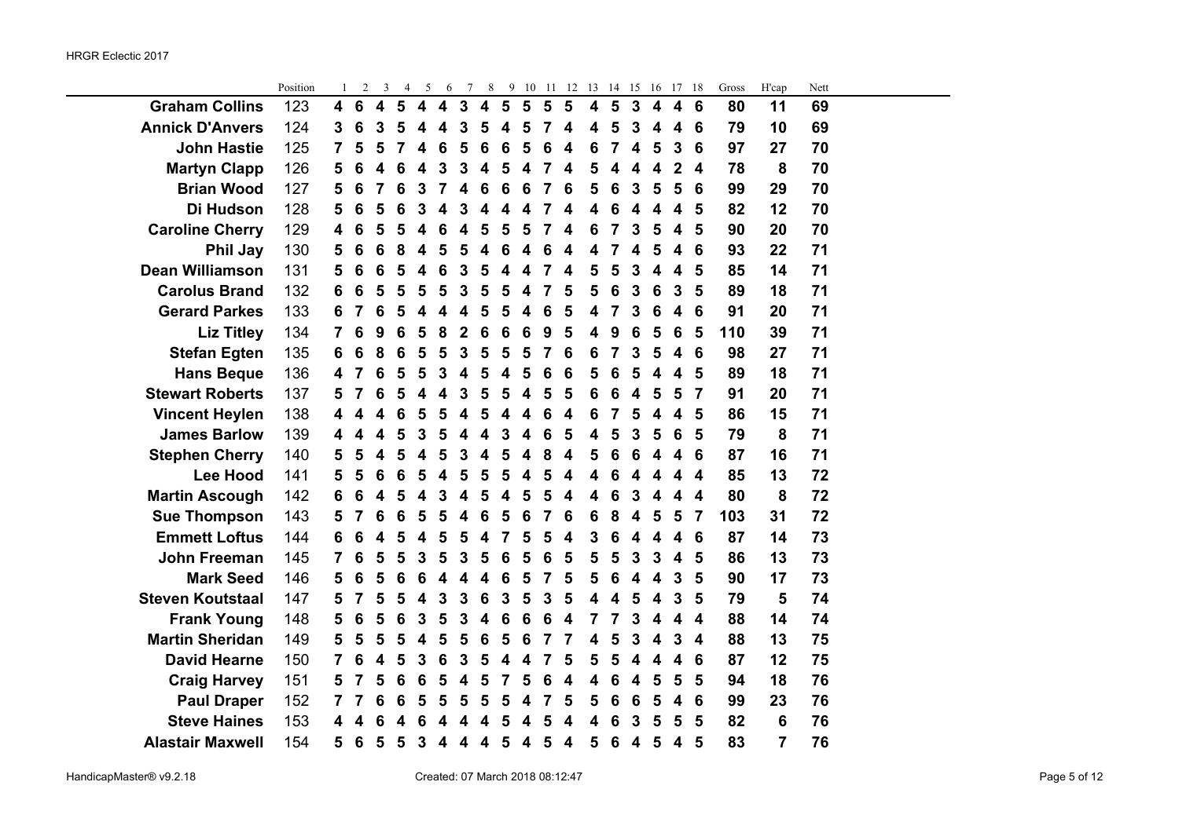HRGR Eclectic 2017

| | Position | 1 | 2 | 3 | 4 | 5 | 6 | 7 | 8 | 9 | 10 | 11 | 12 | 13 | 14 | 15 | 16 | 17 | 18 | Gross | H'cap | Nett |
|---|---|---|---|---|---|---|---|---|---|---|---|---|---|---|---|---|---|---|---|---|---|---|
| **Graham Collins** | 123 | **4** | **6** | **4** | **5** | **4** | **4** | **3** | **4** | **5** | **5** | **5** | **5** | **4** | **5** | **3** | **4** | **4** | **6** | **80** | **11** | **69** |
| **Annick D'Anvers** | 124 | **3** | **6** | **3** | **5** | **4** | **4** | **3** | **5** | **4** | **5** | **7** | **4** | **4** | **5** | **3** | **4** | **4** | **6** | **79** | **10** | **69** |
| **John Hastie** | 125 | **7** | **5** | **5** | **7** | **4** | **6** | **5** | **6** | **6** | **5** | **6** | **4** | **6** | **7** | **4** | **5** | **3** | **6** | **97** | **27** | **70** |
| **Martyn Clapp** | 126 | **5** | **6** | **4** | **6** | **4** | **3** | **3** | **4** | **5** | **4** | **7** | **4** | **5** | **4** | **4** | **4** | **2** | **4** | **78** | **8** | **70** |
| **Brian Wood** | 127 | **5** | **6** | **7** | **6** | **3** | **7** | **4** | **6** | **6** | **6** | **7** | **6** | **5** | **6** | **3** | **5** | **5** | **6** | **99** | **29** | **70** |
| **Di Hudson** | 128 | **5** | **6** | **5** | **6** | **3** | **4** | **3** | **4** | **4** | **4** | **7** | **4** | **4** | **6** | **4** | **4** | **4** | **5** | **82** | **12** | **70** |
| **Caroline Cherry** | 129 | **4** | **6** | **5** | **5** | **4** | **6** | **4** | **5** | **5** | **5** | **7** | **4** | **6** | **7** | **3** | **5** | **4** | **5** | **90** | **20** | **70** |
| **Phil Jay** | 130 | **5** | **6** | **6** | **8** | **4** | **5** | **5** | **4** | **6** | **4** | **6** | **4** | **4** | **7** | **4** | **5** | **4** | **6** | **93** | **22** | **71** |
| **Dean Williamson** | 131 | **5** | **6** | **6** | **5** | **4** | **6** | **3** | **5** | **4** | **4** | **7** | **4** | **5** | **5** | **3** | **4** | **4** | **5** | **85** | **14** | **71** |
| **Carolus Brand** | 132 | **6** | **6** | **5** | **5** | **5** | **5** | **3** | **5** | **5** | **4** | **7** | **5** | **5** | **6** | **3** | **6** | **3** | **5** | **89** | **18** | **71** |
| **Gerard Parkes** | 133 | **6** | **7** | **6** | **5** | **4** | **4** | **4** | **5** | **5** | **4** | **6** | **5** | **4** | **7** | **3** | **6** | **4** | **6** | **91** | **20** | **71** |
| **Liz Titley** | 134 | **7** | **6** | **9** | **6** | **5** | **8** | **2** | **6** | **6** | **6** | **9** | **5** | **4** | **9** | **6** | **5** | **6** | **5** | **110** | **39** | **71** |
| **Stefan Egten** | 135 | **6** | **6** | **8** | **6** | **5** | **5** | **3** | **5** | **5** | **5** | **7** | **6** | **6** | **7** | **3** | **5** | **4** | **6** | **98** | **27** | **71** |
| **Hans Beque** | 136 | **4** | **7** | **6** | **5** | **5** | **3** | **4** | **5** | **4** | **5** | **6** | **6** | **5** | **6** | **5** | **4** | **4** | **5** | **89** | **18** | **71** |
| **Stewart Roberts** | 137 | **5** | **7** | **6** | **5** | **4** | **4** | **3** | **5** | **5** | **4** | **5** | **5** | **6** | **6** | **4** | **5** | **5** | **7** | **91** | **20** | **71** |
| **Vincent Heylen** | 138 | **4** | **4** | **4** | **6** | **5** | **5** | **4** | **5** | **4** | **4** | **6** | **4** | **6** | **7** | **5** | **4** | **4** | **5** | **86** | **15** | **71** |
| **James Barlow** | 139 | **4** | **4** | **4** | **5** | **3** | **5** | **4** | **4** | **3** | **4** | **6** | **5** | **4** | **5** | **3** | **5** | **6** | **5** | **79** | **8** | **71** |
| **Stephen Cherry** | 140 | **5** | **5** | **4** | **5** | **4** | **5** | **3** | **4** | **5** | **4** | **8** | **4** | **5** | **6** | **6** | **4** | **4** | **6** | **87** | **16** | **71** |
| **Lee Hood** | 141 | **5** | **5** | **6** | **6** | **5** | **4** | **5** | **5** | **5** | **4** | **5** | **4** | **4** | **6** | **4** | **4** | **4** | **4** | **85** | **13** | **72** |
| **Martin Ascough** | 142 | **6** | **6** | **4** | **5** | **4** | **3** | **4** | **5** | **4** | **5** | **5** | **4** | **4** | **6** | **3** | **4** | **4** | **4** | **80** | **8** | **72** |
| **Sue Thompson** | 143 | **5** | **7** | **6** | **6** | **5** | **5** | **4** | **6** | **5** | **6** | **7** | **6** | **6** | **8** | **4** | **5** | **5** | **7** | **103** | **31** | **72** |
| **Emmett Loftus** | 144 | **6** | **6** | **4** | **5** | **4** | **5** | **5** | **4** | **7** | **5** | **5** | **4** | **3** | **6** | **4** | **4** | **4** | **6** | **87** | **14** | **73** |
| **John Freeman** | 145 | **7** | **6** | **5** | **5** | **3** | **5** | **3** | **5** | **6** | **5** | **6** | **5** | **5** | **5** | **3** | **3** | **4** | **5** | **86** | **13** | **73** |
| **Mark Seed** | 146 | **5** | **6** | **5** | **6** | **6** | **4** | **4** | **4** | **6** | **5** | **7** | **5** | **5** | **6** | **4** | **4** | **3** | **5** | **90** | **17** | **73** |
| **Steven Koutstaal** | 147 | **5** | **7** | **5** | **5** | **4** | **3** | **3** | **6** | **3** | **5** | **3** | **5** | **4** | **4** | **5** | **4** | **3** | **5** | **79** | **5** | **74** |
| **Frank Young** | 148 | **5** | **6** | **5** | **6** | **3** | **5** | **3** | **4** | **6** | **6** | **6** | **4** | **7** | **7** | **3** | **4** | **4** | **4** | **88** | **14** | **74** |
| **Martin Sheridan** | 149 | **5** | **5** | **5** | **5** | **4** | **5** | **5** | **6** | **5** | **6** | **7** | **7** | **4** | **5** | **3** | **4** | **3** | **4** | **88** | **13** | **75** |
| **David Hearne** | 150 | **7** | **6** | **4** | **5** | **3** | **6** | **3** | **5** | **4** | **4** | **7** | **5** | **5** | **5** | **4** | **4** | **4** | **6** | **87** | **12** | **75** |
| **Craig Harvey** | 151 | **5** | **7** | **5** | **6** | **6** | **5** | **4** | **5** | **7** | **5** | **6** | **4** | **4** | **6** | **4** | **5** | **5** | **5** | **94** | **18** | **76** |
| **Paul Draper** | 152 | **7** | **7** | **6** | **6** | **5** | **5** | **5** | **5** | **5** | **4** | **7** | **5** | **5** | **6** | **6** | **5** | **4** | **6** | **99** | **23** | **76** |
| **Steve Haines** | 153 | **4** | **4** | **6** | **4** | **6** | **4** | **4** | **4** | **5** | **4** | **5** | **4** | **4** | **6** | **3** | **5** | **5** | **5** | **82** | **6** | **76** |
| **Alastair Maxwell** | 154 | **5** | **6** | **5** | **5** | **3** | **4** | **4** | **4** | **5** | **4** | **5** | **4** | **5** | **6** | **4** | **5** | **4** | **5** | **83** | **7** | **76** |

HandicapMaster® v9.2.18 Created: 07 March 2018 08:12:47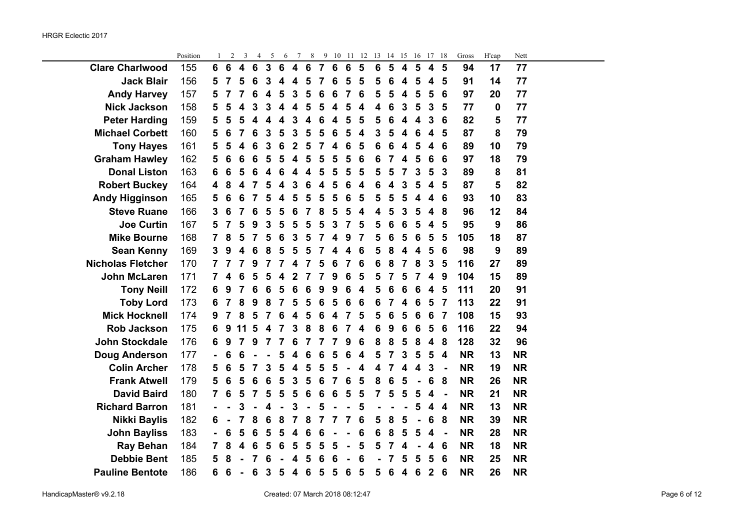HRGR Eclectic 2017

| | Position | 1 | 2 | 3 | 4 | 5 | 6 | 7 | 8 | 9 | 10 | 11 | 12 | 13 | 14 | 15 | 16 | 17 | 18 | Gross | H'cap | Nett |
|---|---|---|---|---|---|---|---|---|---|---|---|---|---|---|---|---|---|---|---|---|---|---|
| **Clare Charlwood** | 155 | **6** | **6** | **4** | **6** | **3** | **6** | **4** | **6** | **7** | **6** | **6** | **5** | **6** | **5** | **4** | **5** | **4** | **5** | **94** | **17** | **77** |
| **Jack Blair** | 156 | **5** | **7** | **5** | **6** | **3** | **4** | **4** | **5** | **7** | **6** | **5** | **5** | **5** | **6** | **4** | **5** | **4** | **5** | **91** | **14** | **77** |
| **Andy Harvey** | 157 | **5** | **7** | **7** | **6** | **4** | **5** | **3** | **5** | **6** | **6** | **7** | **6** | **5** | **5** | **4** | **5** | **5** | **6** | **97** | **20** | **77** |
| **Nick Jackson** | 158 | **5** | **5** | **4** | **3** | **3** | **4** | **4** | **5** | **5** | **4** | **5** | **4** | **4** | **6** | **3** | **5** | **3** | **5** | **77** | **0** | **77** |
| **Peter Harding** | 159 | **5** | **5** | **5** | **4** | **4** | **4** | **3** | **4** | **6** | **4** | **5** | **5** | **5** | **6** | **4** | **4** | **3** | **6** | **82** | **5** | **77** |
| **Michael Corbett** | 160 | **5** | **6** | **7** | **6** | **3** | **5** | **3** | **5** | **5** | **6** | **5** | **4** | **3** | **5** | **4** | **6** | **4** | **5** | **87** | **8** | **79** |
| **Tony Hayes** | 161 | **5** | **5** | **4** | **6** | **3** | **6** | **2** | **5** | **7** | **4** | **6** | **5** | **6** | **6** | **4** | **5** | **4** | **6** | **89** | **10** | **79** |
| **Graham Hawley** | 162 | **5** | **6** | **6** | **6** | **5** | **5** | **4** | **5** | **5** | **5** | **5** | **6** | **6** | **7** | **4** | **5** | **6** | **6** | **97** | **18** | **79** |
| **Donal Liston** | 163 | **6** | **6** | **5** | **6** | **4** | **6** | **4** | **4** | **5** | **5** | **5** | **5** | **5** | **5** | **7** | **3** | **5** | **3** | **89** | **8** | **81** |
| **Robert Buckey** | 164 | **4** | **8** | **4** | **7** | **5** | **4** | **3** | **6** | **4** | **5** | **6** | **4** | **6** | **4** | **3** | **5** | **4** | **5** | **87** | **5** | **82** |
| **Andy Higginson** | 165 | **5** | **6** | **6** | **7** | **5** | **4** | **5** | **5** | **5** | **5** | **6** | **5** | **5** | **5** | **5** | **4** | **4** | **6** | **93** | **10** | **83** |
| **Steve Ruane** | 166 | **3** | **6** | **7** | **6** | **5** | **5** | **6** | **7** | **8** | **5** | **5** | **4** | **4** | **5** | **3** | **5** | **4** | **8** | **96** | **12** | **84** |
| **Joe Curtin** | 167 | **5** | **7** | **5** | **9** | **3** | **5** | **5** | **5** | **5** | **3** | **7** | **5** | **5** | **6** | **6** | **5** | **4** | **5** | **95** | **9** | **86** |
| **Mike Bourne** | 168 | **7** | **8** | **5** | **7** | **5** | **6** | **3** | **5** | **7** | **4** | **9** | **7** | **5** | **6** | **5** | **6** | **5** | **5** | **105** | **18** | **87** |
| **Sean Kenny** | 169 | **3** | **9** | **4** | **6** | **8** | **5** | **5** | **5** | **7** | **4** | **4** | **6** | **5** | **8** | **4** | **4** | **5** | **6** | **98** | **9** | **89** |
| **Nicholas Fletcher** | 170 | **7** | **7** | **7** | **9** | **7** | **7** | **4** | **7** | **5** | **6** | **7** | **6** | **6** | **8** | **7** | **8** | **3** | **5** | **116** | **27** | **89** |
| **John McLaren** | 171 | **7** | **4** | **6** | **5** | **5** | **4** | **2** | **7** | **7** | **9** | **6** | **5** | **5** | **7** | **5** | **7** | **4** | **9** | **104** | **15** | **89** |
| **Tony Neill** | 172 | **6** | **9** | **7** | **6** | **6** | **5** | **6** | **6** | **9** | **9** | **6** | **4** | **5** | **6** | **6** | **6** | **4** | **5** | **111** | **20** | **91** |
| **Toby Lord** | 173 | **6** | **7** | **8** | **9** | **8** | **7** | **5** | **5** | **6** | **5** | **6** | **6** | **6** | **7** | **4** | **6** | **5** | **7** | **113** | **22** | **91** |
| **Mick Hocknell** | 174 | **9** | **7** | **8** | **5** | **7** | **6** | **4** | **5** | **6** | **4** | **7** | **5** | **5** | **6** | **5** | **6** | **6** | **7** | **108** | **15** | **93** |
| **Rob Jackson** | 175 | **6** | **9** | **11** | **5** | **4** | **7** | **3** | **8** | **8** | **6** | **7** | **4** | **6** | **9** | **6** | **6** | **5** | **6** | **116** | **22** | **94** |
| **John Stockdale** | 176 | **6** | **9** | **7** | **9** | **7** | **7** | **6** | **7** | **7** | **7** | **9** | **6** | **8** | **8** | **5** | **8** | **4** | **8** | **128** | **32** | **96** |
| **Doug Anderson** | 177 | **-** | **6** | **6** | **-** | **-** | **-** | **5** | **4** | **6** | **6** | **5** | **6** | **4** | **5** | **7** | **3** | **5** | **5** | **4** | **NR** | **13** | **NR** |
| **Colin Archer** | 178 | **5** | **6** | **5** | **7** | **3** | **5** | **4** | **5** | **5** | **5** | **-** | **4** | **4** | **7** | **4** | **4** | **3** | **-** | **NR** | **19** | **NR** |
| **Frank Atwell** | 179 | **5** | **6** | **5** | **6** | **6** | **5** | **3** | **5** | **6** | **7** | **6** | **5** | **8** | **6** | **5** | **-** | **6** | **8** | **NR** | **26** | **NR** |
| **David Baird** | 180 | **7** | **6** | **5** | **7** | **5** | **5** | **5** | **6** | **6** | **6** | **5** | **5** | **7** | **5** | **5** | **5** | **4** | **-** | **NR** | **21** | **NR** |
| **Richard Barron** | 181 | **-** | **-** | **3** | **-** | **4** | **-** | **3** | **-** | **5** | **-** | **-** | **5** | **-** | **-** | **-** | **5** | **4** | **4** | **NR** | **13** | **NR** |
| **Nikki Baylis** | 182 | **6** | **-** | **7** | **8** | **6** | **8** | **7** | **8** | **7** | **7** | **7** | **6** | **5** | **8** | **5** | **-** | **6** | **8** | **NR** | **39** | **NR** |
| **John Bayliss** | 183 | **-** | **6** | **5** | **6** | **5** | **5** | **4** | **6** | **6** | **-** | **-** | **6** | **6** | **8** | **5** | **5** | **4** | **-** | **NR** | **28** | **NR** |
| **Ray Behan** | 184 | **7** | **8** | **4** | **6** | **5** | **6** | **5** | **5** | **5** | **5** | **-** | **5** | **5** | **7** | **4** | **-** | **4** | **6** | **NR** | **18** | **NR** |
| **Debbie Bent** | 185 | **5** | **8** | **-** | **7** | **6** | **-** | **4** | **5** | **6** | **6** | **-** | **6** | **-** | **7** | **5** | **5** | **5** | **6** | **NR** | **25** | **NR** |
| **Pauline Bentote** | 186 | **6** | **6** | **-** | **6** | **3** | **5** | **4** | **6** | **5** | **5** | **6** | **5** | **5** | **6** | **4** | **6** | **2** | **6** | **NR** | **26** | **NR** |

HandicapMaster® v9.2.18 — Created: 07 March 2018 08:12:47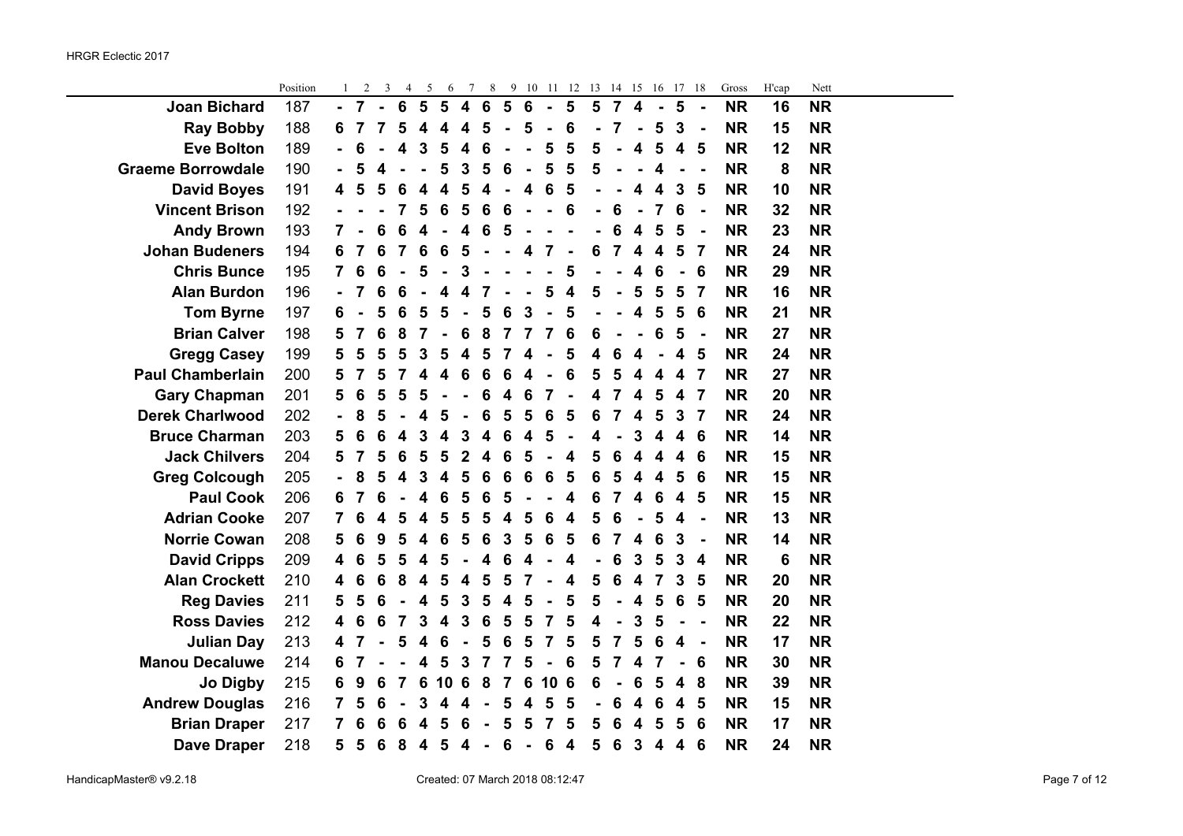HRGR Eclectic 2017

| | Position | 1 | 2 | 3 | 4 | 5 | 6 | 7 | 8 | 9 | 10 | 11 | 12 | 13 | 14 | 15 | 16 | 17 | 18 | Gross | H'cap | Nett |
|---|---|---|---|---|---|---|---|---|---|---|---|---|---|---|---|---|---|---|---|---|---|---|
| **Joan Bichard** | 187 | - | 7 | - | 6 | 5 | 5 | 4 | 6 | 5 | 6 | - | 5 | 5 | 7 | 4 | - | 5 | - | NR | 16 | NR |
| **Ray Bobby** | 188 | 6 | 7 | 7 | 5 | 4 | 4 | 4 | 5 | - | 5 | - | 6 | - | 7 | - | 5 | 3 | - | NR | 15 | NR |
| **Eve Bolton** | 189 | - | 6 | - | 4 | 3 | 5 | 4 | 6 | - | - | 5 | 5 | 5 | - | 4 | 5 | 4 | 5 | NR | 12 | NR |
| **Graeme Borrowdale** | 190 | - | 5 | 4 | - | - | 5 | 3 | 5 | 6 | - | 5 | 5 | 5 | - | - | 4 | - | - | NR | 8 | NR |
| **David Boyes** | 191 | 4 | 5 | 5 | 6 | 4 | 4 | 5 | 4 | - | 4 | 6 | 5 | - | - | 4 | 4 | 3 | 5 | NR | 10 | NR |
| **Vincent Brison** | 192 | - | - | - | 7 | 5 | 6 | 5 | 6 | 6 | - | - | 6 | - | 6 | - | 7 | 6 | - | NR | 32 | NR |
| **Andy Brown** | 193 | 7 | - | 6 | 6 | 4 | - | 4 | 6 | 5 | - | - | - | - | 6 | 4 | 5 | 5 | - | NR | 23 | NR |
| **Johan Budeners** | 194 | 6 | 7 | 6 | 7 | 6 | 6 | 5 | - | - | 4 | 7 | - | 6 | 7 | 4 | 4 | 5 | 7 | NR | 24 | NR |
| **Chris Bunce** | 195 | 7 | 6 | 6 | - | 5 | - | 3 | - | - | - | - | 5 | - | - | 4 | 6 | - | 6 | NR | 29 | NR |
| **Alan Burdon** | 196 | - | 7 | 6 | 6 | - | 4 | 4 | 7 | - | - | 5 | 4 | 5 | - | 5 | 5 | 5 | 7 | NR | 16 | NR |
| **Tom Byrne** | 197 | 6 | - | 5 | 6 | 5 | 5 | - | 5 | 6 | 3 | - | 5 | - | - | 4 | 5 | 5 | 6 | NR | 21 | NR |
| **Brian Calver** | 198 | 5 | 7 | 6 | 8 | 7 | - | 6 | 8 | 7 | 7 | 7 | 6 | 6 | - | - | 6 | 5 | - | NR | 27 | NR |
| **Gregg Casey** | 199 | 5 | 5 | 5 | 5 | 3 | 5 | 4 | 5 | 7 | 4 | - | 5 | 4 | 6 | 4 | - | 4 | 5 | NR | 24 | NR |
| **Paul Chamberlain** | 200 | 5 | 7 | 5 | 7 | 4 | 4 | 6 | 6 | 6 | 4 | - | 6 | 5 | 5 | 4 | 4 | 4 | 7 | NR | 27 | NR |
| **Gary Chapman** | 201 | 5 | 6 | 5 | 5 | 5 | - | - | 6 | 4 | 6 | 7 | - | 4 | 7 | 4 | 5 | 4 | 7 | NR | 20 | NR |
| **Derek Charlwood** | 202 | - | 8 | 5 | - | 4 | 5 | - | 6 | 5 | 5 | 6 | 5 | 6 | 7 | 4 | 5 | 3 | 7 | NR | 24 | NR |
| **Bruce Charman** | 203 | 5 | 6 | 6 | 4 | 3 | 4 | 3 | 4 | 6 | 4 | 5 | - | 4 | - | 3 | 4 | 4 | 6 | NR | 14 | NR |
| **Jack Chilvers** | 204 | 5 | 7 | 5 | 6 | 5 | 5 | 2 | 4 | 6 | 5 | - | 4 | 5 | 6 | 4 | 4 | 4 | 6 | NR | 15 | NR |
| **Greg Colcough** | 205 | - | 8 | 5 | 4 | 3 | 4 | 5 | 6 | 6 | 6 | 6 | 5 | 6 | 5 | 4 | 4 | 5 | 6 | NR | 15 | NR |
| **Paul Cook** | 206 | 6 | 7 | 6 | - | 4 | 6 | 5 | 6 | 5 | - | - | 4 | 6 | 7 | 4 | 6 | 4 | 5 | NR | 15 | NR |
| **Adrian Cooke** | 207 | 7 | 6 | 4 | 5 | 4 | 5 | 5 | 5 | 4 | 5 | 6 | 4 | 5 | 6 | - | 5 | 4 | - | NR | 13 | NR |
| **Norrie Cowan** | 208 | 5 | 6 | 9 | 5 | 4 | 6 | 5 | 6 | 3 | 5 | 6 | 5 | 6 | 7 | 4 | 6 | 3 | - | NR | 14 | NR |
| **David Cripps** | 209 | 4 | 6 | 5 | 5 | 4 | 5 | - | 4 | 6 | 4 | - | 4 | - | 6 | 3 | 5 | 3 | 4 | NR | 6 | NR |
| **Alan Crockett** | 210 | 4 | 6 | 6 | 8 | 4 | 5 | 4 | 5 | 5 | 7 | - | 4 | 5 | 6 | 4 | 7 | 3 | 5 | NR | 20 | NR |
| **Reg Davies** | 211 | 5 | 5 | 6 | - | 4 | 5 | 3 | 5 | 4 | 5 | - | 5 | 5 | - | 4 | 5 | 6 | 5 | NR | 20 | NR |
| **Ross Davies** | 212 | 4 | 6 | 6 | 7 | 3 | 4 | 3 | 6 | 5 | 5 | 7 | 5 | 4 | - | 3 | 5 | - | - | NR | 22 | NR |
| **Julian Day** | 213 | 4 | 7 | - | 5 | 4 | 6 | - | 5 | 6 | 5 | 7 | 5 | 5 | 7 | 5 | 6 | 4 | - | NR | 17 | NR |
| **Manou Decaluwe** | 214 | 6 | 7 | - | - | 4 | 5 | 3 | 7 | 7 | 5 | - | 6 | 5 | 7 | 4 | 7 | - | 6 | NR | 30 | NR |
| **Jo Digby** | 215 | 6 | 9 | 6 | 7 | 6 | 10 | 6 | 8 | 7 | 6 | 10 | 6 | 6 | - | 6 | 5 | 4 | 8 | NR | 39 | NR |
| **Andrew Douglas** | 216 | 7 | 5 | 6 | - | 3 | 4 | 4 | - | 5 | 4 | 5 | 5 | - | 6 | 4 | 6 | 4 | 5 | NR | 15 | NR |
| **Brian Draper** | 217 | 7 | 6 | 6 | 6 | 4 | 5 | 6 | - | 5 | 5 | 7 | 5 | 5 | 6 | 4 | 5 | 5 | 6 | NR | 17 | NR |
| **Dave Draper** | 218 | 5 | 5 | 6 | 8 | 4 | 5 | 4 | - | 6 | - | 6 | 4 | 5 | 6 | 3 | 4 | 4 | 6 | NR | 24 | NR |

HandicapMaster® v9.2.18 Created: 07 March 2018 08:12:47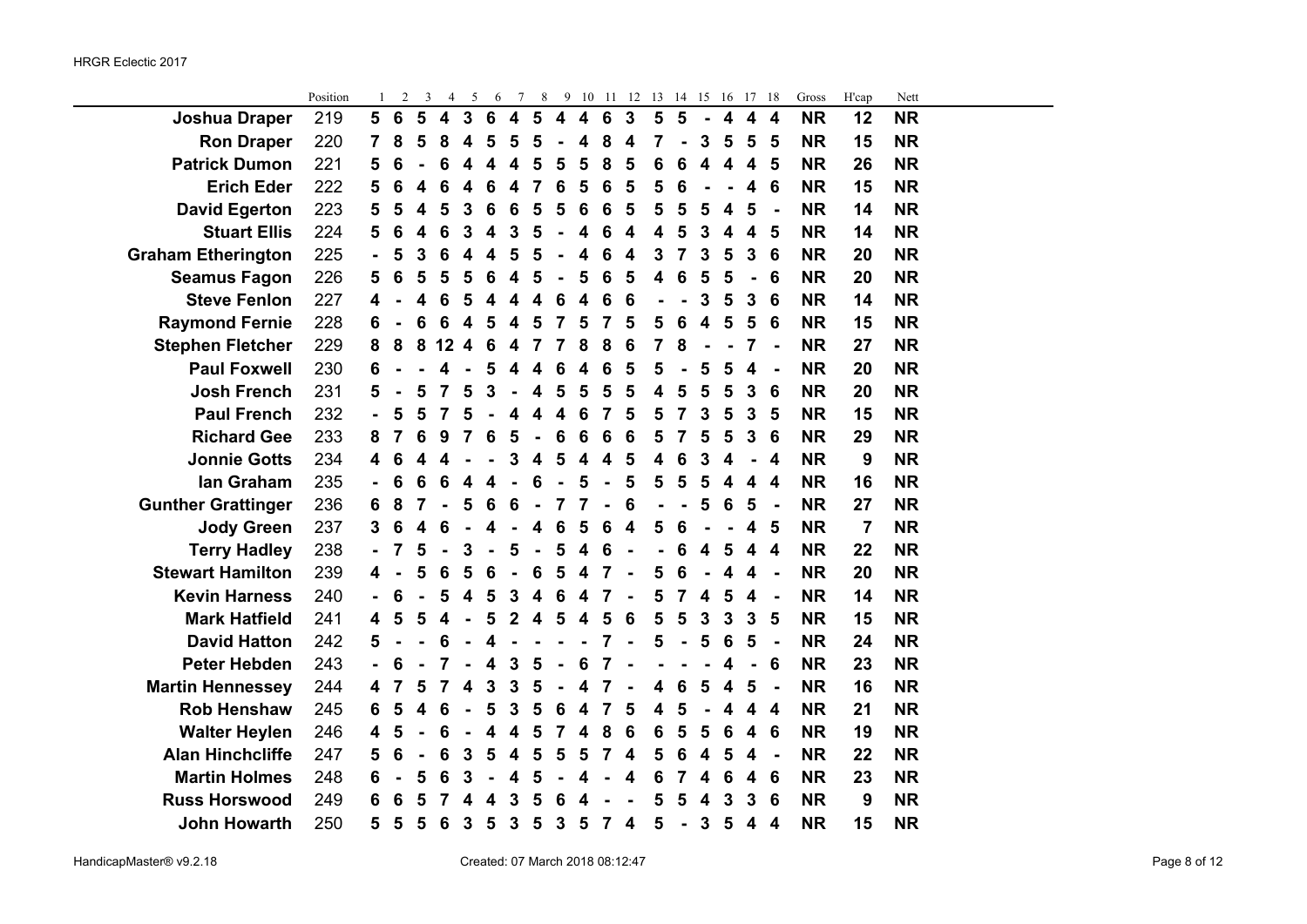HRGR Eclectic 2017

| | Position | 1 | 2 | 3 | 4 | 5 | 6 | 7 | 8 | 9 | 10 | 11 | 12 | 13 | 14 | 15 | 16 | 17 | 18 | Gross | H'cap | Nett |
|---|---|---|---|---|---|---|---|---|---|---|---|---|---|---|---|---|---|---|---|---|---|---|
| **Joshua Draper** | 219 | 5 | 6 | 5 | 4 | 3 | 6 | 4 | 5 | 4 | 4 | 6 | 3 | 5 | 5 | - | 4 | 4 | 4 | NR | 12 | NR |
| **Ron Draper** | 220 | 7 | 8 | 5 | 8 | 4 | 5 | 5 | 5 | - | 4 | 8 | 4 | 7 | - | 3 | 5 | 5 | 5 | NR | 15 | NR |
| **Patrick Dumon** | 221 | 5 | 6 | - | 6 | 4 | 4 | 4 | 5 | 5 | 5 | 8 | 5 | 6 | 6 | 4 | 4 | 4 | 5 | NR | 26 | NR |
| **Erich Eder** | 222 | 5 | 6 | 4 | 6 | 4 | 6 | 4 | 7 | 6 | 5 | 6 | 5 | 5 | 6 | - | - | 4 | 6 | NR | 15 | NR |
| **David Egerton** | 223 | 5 | 5 | 4 | 5 | 3 | 6 | 6 | 5 | 5 | 6 | 6 | 5 | 5 | 5 | 5 | 4 | 5 | - | NR | 14 | NR |
| **Stuart Ellis** | 224 | 5 | 6 | 4 | 6 | 3 | 4 | 3 | 5 | - | 4 | 6 | 4 | 4 | 5 | 3 | 4 | 4 | 5 | NR | 14 | NR |
| **Graham Etherington** | 225 | - | 5 | 3 | 6 | 4 | 4 | 5 | 5 | - | 4 | 6 | 4 | 3 | 7 | 3 | 5 | 3 | 6 | NR | 20 | NR |
| **Seamus Fagon** | 226 | 5 | 6 | 5 | 5 | 5 | 6 | 4 | 5 | - | 5 | 6 | 5 | 4 | 6 | 5 | 5 | - | 6 | NR | 20 | NR |
| **Steve Fenlon** | 227 | 4 | - | 4 | 6 | 5 | 4 | 4 | 4 | 6 | 4 | 6 | 6 | - | - | 3 | 5 | 3 | 6 | NR | 14 | NR |
| **Raymond Fernie** | 228 | 6 | - | 6 | 6 | 4 | 5 | 4 | 5 | 7 | 5 | 7 | 5 | 5 | 6 | 4 | 5 | 5 | 6 | NR | 15 | NR |
| **Stephen Fletcher** | 229 | 8 | 8 | 8 | 12 | 4 | 6 | 4 | 7 | 7 | 8 | 8 | 6 | 7 | 8 | - | - | 7 | - | NR | 27 | NR |
| **Paul Foxwell** | 230 | 6 | - | - | 4 | - | 5 | 4 | 4 | 6 | 4 | 6 | 5 | 5 | - | 5 | 5 | 4 | - | NR | 20 | NR |
| **Josh French** | 231 | 5 | - | 5 | 7 | 5 | 3 | - | 4 | 5 | 5 | 5 | 5 | 4 | 5 | 5 | 5 | 3 | 6 | NR | 20 | NR |
| **Paul French** | 232 | - | 5 | 5 | 7 | 5 | - | 4 | 4 | 4 | 6 | 7 | 5 | 5 | 7 | 3 | 5 | 3 | 5 | NR | 15 | NR |
| **Richard Gee** | 233 | 8 | 7 | 6 | 9 | 7 | 6 | 5 | - | 6 | 6 | 6 | 6 | 5 | 7 | 5 | 5 | 3 | 6 | NR | 29 | NR |
| **Jonnie Gotts** | 234 | 4 | 6 | 4 | 4 | - | - | 3 | 4 | 5 | 4 | 4 | 5 | 4 | 6 | 3 | 4 | - | 4 | NR | 9 | NR |
| **Ian Graham** | 235 | - | 6 | 6 | 6 | 4 | 4 | - | 6 | - | 5 | - | 5 | 5 | 5 | 5 | 4 | 4 | 4 | NR | 16 | NR |
| **Gunther Grattinger** | 236 | 6 | 8 | 7 | - | 5 | 6 | 6 | - | 7 | 7 | - | 6 | - | - | 5 | 6 | 5 | - | NR | 27 | NR |
| **Jody Green** | 237 | 3 | 6 | 4 | 6 | - | 4 | - | 4 | 6 | 5 | 6 | 4 | 5 | 6 | - | - | 4 | 5 | NR | 7 | NR |
| **Terry Hadley** | 238 | - | 7 | 5 | - | 3 | - | 5 | - | 5 | 4 | 6 | - | - | 6 | 4 | 5 | 4 | 4 | NR | 22 | NR |
| **Stewart Hamilton** | 239 | 4 | - | 5 | 6 | 5 | 6 | - | 6 | 5 | 4 | 7 | - | 5 | 6 | - | 4 | 4 | - | NR | 20 | NR |
| **Kevin Harness** | 240 | - | 6 | - | 5 | 4 | 5 | 3 | 4 | 6 | 4 | 7 | - | 5 | 7 | 4 | 5 | 4 | - | NR | 14 | NR |
| **Mark Hatfield** | 241 | 4 | 5 | 5 | 4 | - | 5 | 2 | 4 | 5 | 4 | 5 | 6 | 5 | 5 | 3 | 3 | 3 | 5 | NR | 15 | NR |
| **David Hatton** | 242 | 5 | - | - | 6 | - | 4 | - | - | - | - | 7 | - | 5 | - | 5 | 6 | 5 | - | NR | 24 | NR |
| **Peter Hebden** | 243 | - | 6 | - | 7 | - | 4 | 3 | 5 | - | 6 | 7 | - | - | - | - | 4 | - | 6 | NR | 23 | NR |
| **Martin Hennessey** | 244 | 4 | 7 | 5 | 7 | 4 | 3 | 3 | 5 | - | 4 | 7 | - | 4 | 6 | 5 | 4 | 5 | - | NR | 16 | NR |
| **Rob Henshaw** | 245 | 6 | 5 | 4 | 6 | - | 5 | 3 | 5 | 6 | 4 | 7 | 5 | 4 | 5 | - | 4 | 4 | 4 | NR | 21 | NR |
| **Walter Heylen** | 246 | 4 | 5 | - | 6 | - | 4 | 4 | 5 | 7 | 4 | 8 | 6 | 6 | 5 | 5 | 6 | 4 | 6 | NR | 19 | NR |
| **Alan Hinchcliffe** | 247 | 5 | 6 | - | 6 | 3 | 5 | 4 | 5 | 5 | 5 | 7 | 4 | 5 | 6 | 4 | 5 | 4 | - | NR | 22 | NR |
| **Martin Holmes** | 248 | 6 | - | 5 | 6 | 3 | - | 4 | 5 | - | 4 | - | 4 | 6 | 7 | 4 | 6 | 4 | 6 | NR | 23 | NR |
| **Russ Horswood** | 249 | 6 | 6 | 5 | 7 | 4 | 4 | 3 | 5 | 6 | 4 | - | - | 5 | 5 | 4 | 3 | 3 | 6 | NR | 9 | NR |
| **John Howarth** | 250 | 5 | 5 | 5 | 6 | 3 | 5 | 3 | 5 | 3 | 5 | 7 | 4 | 5 | - | 3 | 5 | 4 | 4 | NR | 15 | NR |

HandicapMaster® v9.2.18 — Created: 07 March 2018 08:12:47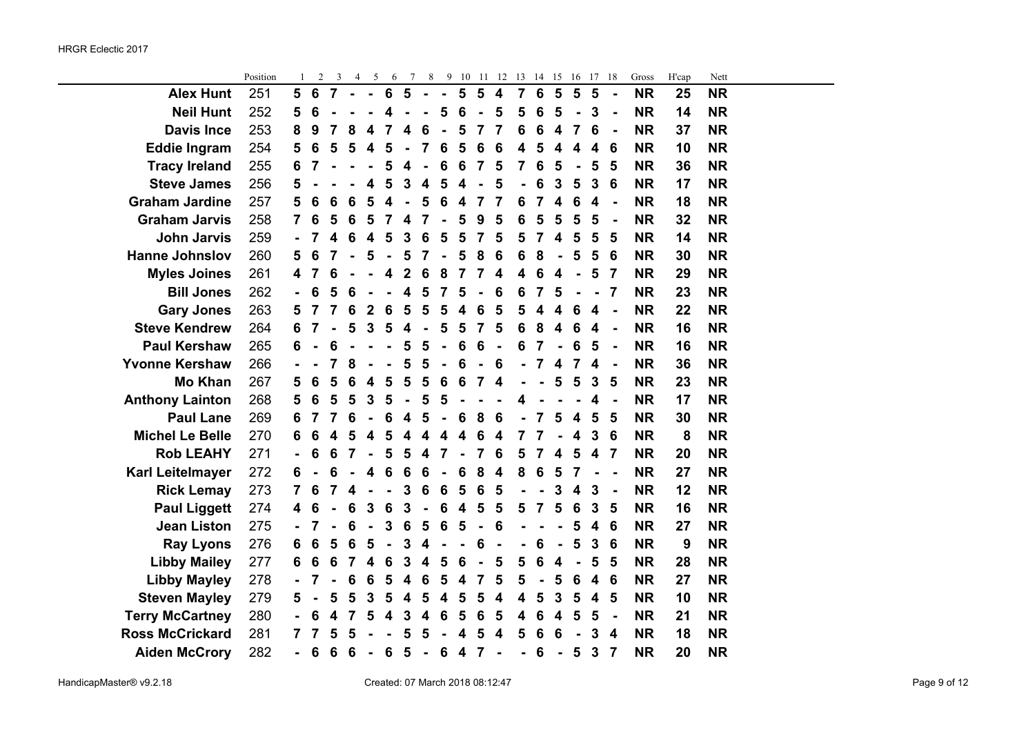HRGR Eclectic 2017

| | Position | 1 | 2 | 3 | 4 | 5 | 6 | 7 | 8 | 9 | 10 | 11 | 12 | 13 | 14 | 15 | 16 | 17 | 18 | Gross | H'cap | Nett |
|---|---|---|---|---|---|---|---|---|---|---|---|---|---|---|---|---|---|---|---|---|---|---|
| **Alex Hunt** | 251 | 5 | 6 | 7 | - | - | 6 | 5 | - | - | 5 | 5 | 4 | 7 | 6 | 5 | 5 | 5 | - | NR | 25 | NR |
| **Neil Hunt** | 252 | 5 | 6 | - | - | - | 4 | - | - | 5 | 6 | - | 5 | 5 | 6 | 5 | - | 3 | - | NR | 14 | NR |
| **Davis Ince** | 253 | 8 | 9 | 7 | 8 | 4 | 7 | 4 | 6 | - | 5 | 7 | 7 | 6 | 6 | 4 | 7 | 6 | - | NR | 37 | NR |
| **Eddie Ingram** | 254 | 5 | 6 | 5 | 5 | 4 | 5 | - | 7 | 6 | 5 | 6 | 6 | 4 | 5 | 4 | 4 | 4 | 6 | NR | 10 | NR |
| **Tracy Ireland** | 255 | 6 | 7 | - | - | - | - | 5 | 4 | - | 6 | 6 | 7 | 5 | 7 | 6 | 5 | - | 5 | 5 | NR | 36 | NR |
| **Steve James** | 256 | 5 | - | - | - | 4 | 5 | 3 | 4 | 5 | 4 | - | 5 | - | 6 | 3 | 5 | 3 | 6 | NR | 17 | NR |
| **Graham Jardine** | 257 | 5 | 6 | 6 | 6 | 5 | 4 | - | 5 | 6 | 4 | 7 | 7 | 6 | 7 | 4 | 6 | 4 | - | NR | 18 | NR |
| **Graham Jarvis** | 258 | 7 | 6 | 5 | 6 | 5 | 7 | 4 | 7 | - | 5 | 9 | 5 | 6 | 5 | 5 | 5 | 5 | - | NR | 32 | NR |
| **John Jarvis** | 259 | - | 7 | 4 | 6 | 4 | 5 | 3 | 6 | 5 | 5 | 7 | 5 | 5 | 7 | 4 | 5 | 5 | 5 | NR | 14 | NR |
| **Hanne Johnslov** | 260 | 5 | 6 | 7 | - | 5 | - | 5 | 7 | - | 5 | 8 | 6 | 6 | 8 | - | 5 | 5 | 6 | NR | 30 | NR |
| **Myles Joines** | 261 | 4 | 7 | 6 | - | - | 4 | 2 | 6 | 8 | 7 | 7 | 4 | 4 | 6 | 4 | - | 5 | 7 | NR | 29 | NR |
| **Bill Jones** | 262 | - | 6 | 5 | 6 | - | - | 4 | 5 | 7 | 5 | - | 6 | 6 | 7 | 5 | - | - | 7 | NR | 23 | NR |
| **Gary Jones** | 263 | 5 | 7 | 7 | 6 | 2 | 6 | 5 | 5 | 5 | 4 | 6 | 5 | 5 | 4 | 4 | 6 | 4 | - | NR | 22 | NR |
| **Steve Kendrew** | 264 | 6 | 7 | - | 5 | 3 | 5 | 4 | - | 5 | 5 | 7 | 5 | 6 | 8 | 4 | 6 | 4 | - | NR | 16 | NR |
| **Paul Kershaw** | 265 | 6 | - | 6 | - | - | - | - | 5 | 5 | - | 6 | 6 | - | 6 | 7 | - | 6 | 5 | - | NR | 16 | NR |
| **Yvonne Kershaw** | 266 | - | - | 7 | 8 | - | - | - | 5 | 5 | - | 6 | - | 6 | - | 7 | 4 | 7 | 4 | - | NR | 36 | NR |
| **Mo Khan** | 267 | 5 | 6 | 5 | 6 | 4 | 5 | 5 | 5 | 6 | 6 | 7 | 4 | - | - | 5 | 5 | 3 | 5 | NR | 23 | NR |
| **Anthony Lainton** | 268 | 5 | 6 | 5 | 5 | 3 | 5 | - | 5 | 5 | - | - | - | 4 | - | - | - | 4 | - | NR | 17 | NR |
| **Paul Lane** | 269 | 6 | 7 | 7 | 6 | - | 6 | 4 | 5 | - | 6 | 8 | 6 | - | 7 | 5 | 4 | 5 | 5 | NR | 30 | NR |
| **Michel Le Belle** | 270 | 6 | 6 | 4 | 5 | 4 | 5 | 4 | 4 | 4 | 4 | 6 | 4 | 7 | 7 | - | 4 | 3 | 6 | NR | 8 | NR |
| **Rob LEAHY** | 271 | - | 6 | 6 | 7 | - | 5 | 5 | 4 | 7 | - | 7 | 6 | 5 | 7 | 4 | 5 | 4 | 7 | NR | 20 | NR |
| **Karl Leitelmayer** | 272 | 6 | - | 6 | - | 4 | 6 | 6 | 6 | - | 6 | 8 | 4 | 8 | 6 | 5 | 7 | - | - | NR | 27 | NR |
| **Rick Lemay** | 273 | 7 | 6 | 7 | 4 | - | - | 3 | 6 | 6 | 5 | 6 | 5 | - | - | 3 | 4 | 3 | - | NR | 12 | NR |
| **Paul Liggett** | 274 | 4 | 6 | - | 6 | 3 | 6 | 3 | - | 6 | 4 | 5 | 5 | 5 | 7 | 5 | 6 | 3 | 5 | NR | 16 | NR |
| **Jean Liston** | 275 | - | 7 | - | 6 | - | 3 | 6 | 5 | 6 | 5 | - | 6 | - | - | - | 5 | 4 | 6 | NR | 27 | NR |
| **Ray Lyons** | 276 | 6 | 6 | 5 | 6 | 5 | - | 3 | 4 | - | - | 6 | - | - | 6 | - | 5 | 3 | 6 | NR | 9 | NR |
| **Libby Mailey** | 277 | 6 | 6 | 6 | 7 | 4 | 6 | 3 | 4 | 5 | 6 | - | 5 | 5 | 6 | 4 | - | 5 | 5 | NR | 28 | NR |
| **Libby Mayley** | 278 | - | 7 | - | 6 | 6 | 5 | 4 | 6 | 5 | 4 | 7 | 5 | 5 | - | 5 | 6 | 4 | 6 | NR | 27 | NR |
| **Steven Mayley** | 279 | 5 | - | 5 | 5 | 3 | 5 | 4 | 5 | 4 | 5 | 5 | 4 | 4 | 5 | 3 | 5 | 4 | 5 | NR | 10 | NR |
| **Terry McCartney** | 280 | - | 6 | 4 | 7 | 5 | 4 | 3 | 4 | 6 | 5 | 6 | 5 | 4 | 6 | 4 | 5 | 5 | - | NR | 21 | NR |
| **Ross McCrickard** | 281 | 7 | 7 | 5 | 5 | - | - | 5 | 5 | - | 4 | 5 | 4 | 5 | 6 | 6 | - | 3 | 4 | NR | 18 | NR |
| **Aiden McCrory** | 282 | - | 6 | 6 | 6 | - | 6 | 5 | - | 6 | 4 | 7 | - | - | 6 | - | 5 | 3 | 7 | NR | 20 | NR |

HandicapMaster® v9.2.18 Created: 07 March 2018 08:12:47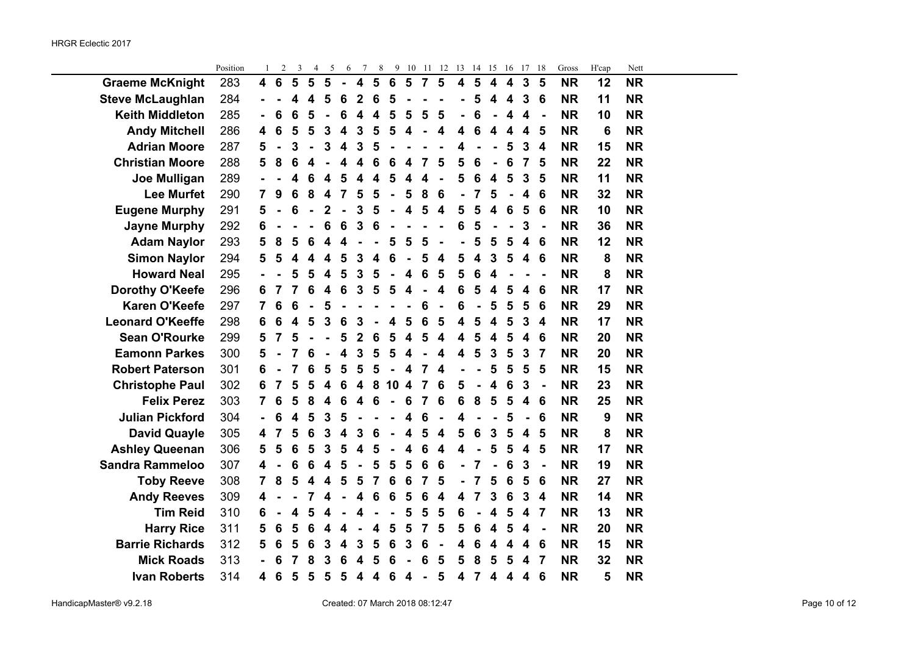HRGR Eclectic 2017

| | Position | 1 | 2 | 3 | 4 | 5 | 6 | 7 | 8 | 9 | 10 | 11 | 12 | 13 | 14 | 15 | 16 | 17 | 18 | Gross | H'cap | Nett |
|---|---|---|---|---|---|---|---|---|---|---|---|---|---|---|---|---|---|---|---|---|---|---|
| **Graeme McKnight** | 283 | **4** | **6** | **5** | **5** | **5** | **-** | **4** | **5** | **6** | **5** | **7** | **5** | **4** | **5** | **4** | **4** | **3** | **5** | **NR** | **12** | **NR** |
| **Steve McLaughlan** | 284 | **-** | **-** | **4** | **4** | **5** | **6** | **2** | **6** | **5** | **-** | **-** | **-** | **-** | **5** | **4** | **4** | **3** | **6** | **NR** | **11** | **NR** |
| **Keith Middleton** | 285 | **-** | **6** | **6** | **5** | **-** | **6** | **4** | **4** | **5** | **5** | **5** | **5** | **-** | **6** | **-** | **4** | **4** | **-** | **NR** | **10** | **NR** |
| **Andy Mitchell** | 286 | **4** | **6** | **5** | **5** | **3** | **4** | **3** | **5** | **5** | **4** | **-** | **4** | **4** | **6** | **4** | **4** | **4** | **5** | **NR** | **6** | **NR** |
| **Adrian Moore** | 287 | **5** | **-** | **3** | **-** | **3** | **4** | **3** | **5** | **-** | **-** | **-** | **-** | **4** | **-** | **-** | **5** | **3** | **4** | **NR** | **15** | **NR** |
| **Christian Moore** | 288 | **5** | **8** | **6** | **4** | **-** | **4** | **4** | **6** | **6** | **4** | **7** | **5** | **5** | **6** | **-** | **6** | **7** | **5** | **NR** | **22** | **NR** |
| **Joe Mulligan** | 289 | **-** | **-** | **4** | **6** | **4** | **5** | **4** | **4** | **5** | **4** | **4** | **-** | **5** | **6** | **4** | **5** | **3** | **5** | **NR** | **11** | **NR** |
| **Lee Murfet** | 290 | **7** | **9** | **6** | **8** | **4** | **7** | **5** | **5** | **-** | **5** | **8** | **6** | **-** | **7** | **5** | **-** | **4** | **6** | **NR** | **32** | **NR** |
| **Eugene Murphy** | 291 | **5** | **-** | **6** | **-** | **2** | **-** | **3** | **5** | **-** | **4** | **5** | **4** | **5** | **5** | **4** | **6** | **5** | **6** | **NR** | **10** | **NR** |
| **Jayne Murphy** | 292 | **6** | **-** | **-** | **-** | **6** | **6** | **3** | **6** | **-** | **-** | **-** | **-** | **6** | **5** | **-** | **-** | **3** | **-** | **NR** | **36** | **NR** |
| **Adam Naylor** | 293 | **5** | **8** | **5** | **6** | **4** | **4** | **-** | **-** | **5** | **5** | **5** | **-** | **-** | **5** | **5** | **5** | **4** | **6** | **NR** | **12** | **NR** |
| **Simon Naylor** | 294 | **5** | **5** | **4** | **4** | **4** | **5** | **3** | **4** | **6** | **-** | **5** | **4** | **5** | **4** | **3** | **5** | **4** | **6** | **NR** | **8** | **NR** |
| **Howard Neal** | 295 | **-** | **-** | **5** | **5** | **4** | **5** | **3** | **5** | **-** | **4** | **6** | **5** | **5** | **6** | **4** | **-** | **-** | **-** | **NR** | **8** | **NR** |
| **Dorothy O'Keefe** | 296 | **6** | **7** | **7** | **6** | **4** | **6** | **3** | **5** | **5** | **4** | **-** | **4** | **6** | **5** | **4** | **5** | **4** | **6** | **NR** | **17** | **NR** |
| **Karen O'Keefe** | 297 | **7** | **6** | **6** | **-** | **5** | **-** | **-** | **-** | **-** | **-** | **6** | **-** | **6** | **-** | **5** | **5** | **5** | **6** | **NR** | **29** | **NR** |
| **Leonard O'Keeffe** | 298 | **6** | **6** | **4** | **5** | **3** | **6** | **3** | **-** | **4** | **5** | **6** | **5** | **4** | **5** | **4** | **5** | **3** | **4** | **NR** | **17** | **NR** |
| **Sean O'Rourke** | 299 | **5** | **7** | **5** | **-** | **-** | **5** | **2** | **6** | **5** | **4** | **5** | **4** | **4** | **5** | **4** | **5** | **4** | **6** | **NR** | **20** | **NR** |
| **Eamonn Parkes** | 300 | **5** | **-** | **7** | **6** | **-** | **4** | **3** | **5** | **5** | **4** | **-** | **4** | **4** | **5** | **3** | **5** | **3** | **7** | **NR** | **20** | **NR** |
| **Robert Paterson** | 301 | **6** | **-** | **7** | **6** | **5** | **5** | **5** | **5** | **-** | **4** | **7** | **4** | **-** | **-** | **5** | **5** | **5** | **5** | **NR** | **15** | **NR** |
| **Christophe Paul** | 302 | **6** | **7** | **5** | **5** | **4** | **6** | **4** | **8** | **10** | **4** | **7** | **6** | **5** | **-** | **4** | **6** | **3** | **-** | **NR** | **23** | **NR** |
| **Felix Perez** | 303 | **7** | **6** | **5** | **8** | **4** | **6** | **4** | **6** | **-** | **6** | **7** | **6** | **6** | **8** | **5** | **5** | **4** | **6** | **NR** | **25** | **NR** |
| **Julian Pickford** | 304 | **-** | **6** | **4** | **5** | **3** | **5** | **-** | **-** | **-** | **4** | **6** | **-** | **4** | **-** | **-** | **5** | **-** | **6** | **NR** | **9** | **NR** |
| **David Quayle** | 305 | **4** | **7** | **5** | **6** | **3** | **4** | **3** | **6** | **-** | **4** | **5** | **4** | **5** | **6** | **3** | **5** | **4** | **5** | **NR** | **8** | **NR** |
| **Ashley Queenan** | 306 | **5** | **5** | **6** | **5** | **3** | **5** | **4** | **5** | **-** | **4** | **6** | **4** | **4** | **-** | **5** | **5** | **4** | **5** | **NR** | **17** | **NR** |
| **Sandra Rammeloo** | 307 | **4** | **-** | **6** | **6** | **4** | **5** | **-** | **5** | **5** | **5** | **6** | **6** | **-** | **7** | **-** | **6** | **3** | **-** | **NR** | **19** | **NR** |
| **Toby Reeve** | 308 | **7** | **8** | **5** | **4** | **4** | **5** | **5** | **7** | **6** | **6** | **7** | **5** | **-** | **7** | **5** | **6** | **5** | **6** | **NR** | **27** | **NR** |
| **Andy Reeves** | 309 | **4** | **-** | **-** | **7** | **4** | **-** | **4** | **6** | **6** | **5** | **6** | **4** | **4** | **7** | **3** | **6** | **3** | **4** | **NR** | **14** | **NR** |
| **Tim Reid** | 310 | **6** | **-** | **4** | **5** | **4** | **-** | **4** | **-** | **-** | **5** | **5** | **5** | **6** | **-** | **4** | **5** | **4** | **7** | **NR** | **13** | **NR** |
| **Harry Rice** | 311 | **5** | **6** | **5** | **6** | **4** | **4** | **-** | **4** | **5** | **5** | **7** | **5** | **5** | **6** | **4** | **5** | **4** | **-** | **NR** | **20** | **NR** |
| **Barrie Richards** | 312 | **5** | **6** | **5** | **6** | **3** | **4** | **3** | **5** | **6** | **3** | **6** | **-** | **4** | **6** | **4** | **4** | **4** | **6** | **NR** | **15** | **NR** |
| **Mick Roads** | 313 | **-** | **6** | **7** | **8** | **3** | **6** | **4** | **5** | **6** | **-** | **6** | **5** | **5** | **8** | **5** | **5** | **4** | **7** | **NR** | **32** | **NR** |
| **Ivan Roberts** | 314 | **4** | **6** | **5** | **5** | **5** | **5** | **4** | **4** | **6** | **4** | **-** | **5** | **4** | **7** | **4** | **4** | **4** | **6** | **NR** | **5** | **NR** |

HandicapMaster® v9.2.18 Created: 07 March 2018 08:12:47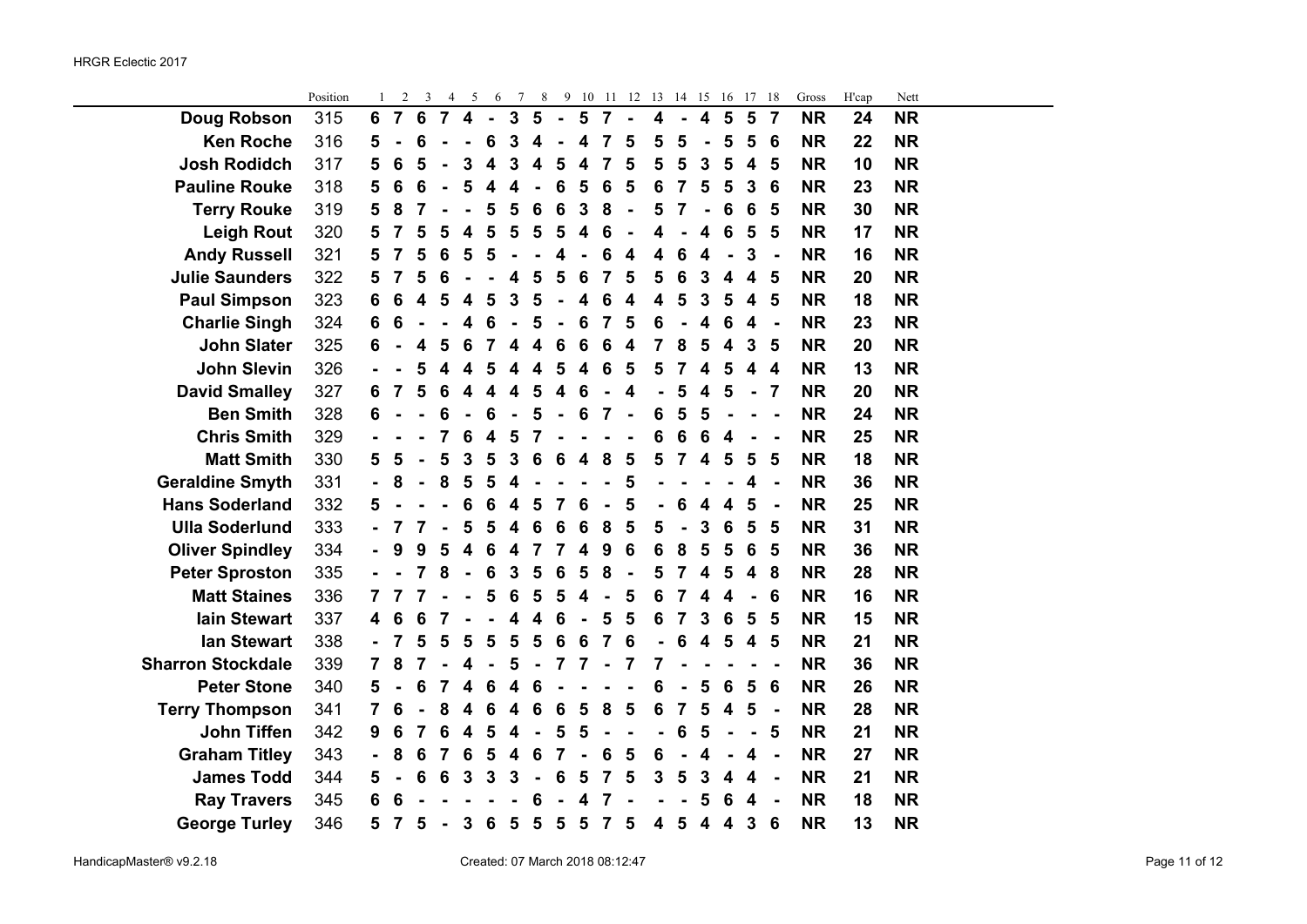HRGR Eclectic 2017

| | Position | 1 | 2 | 3 | 4 | 5 | 6 | 7 | 8 | 9 | 10 | 11 | 12 | 13 | 14 | 15 | 16 | 17 | 18 | Gross | H'cap | Nett |
|---|---|---|---|---|---|---|---|---|---|---|---|---|---|---|---|---|---|---|---|---|---|---|
| **Doug Robson** | 315 | 6 | 7 | 6 | 7 | 4 | - | 3 | 5 | - | 5 | 7 | - | 4 | - | 4 | 5 | 5 | 7 | NR | 24 | NR |
| **Ken Roche** | 316 | 5 | - | 6 | - | - | 6 | 3 | 4 | - | 4 | 7 | 5 | 5 | 5 | - | 5 | 5 | 6 | NR | 22 | NR |
| **Josh Rodidch** | 317 | 5 | 6 | 5 | - | 3 | 4 | 3 | 4 | 5 | 4 | 7 | 5 | 5 | 5 | 3 | 5 | 4 | 5 | NR | 10 | NR |
| **Pauline Rouke** | 318 | 5 | 6 | 6 | - | 5 | 4 | 4 | - | 6 | 5 | 6 | 5 | 6 | 7 | 5 | 5 | 3 | 6 | NR | 23 | NR |
| **Terry Rouke** | 319 | 5 | 8 | 7 | - | - | 5 | 5 | 6 | 6 | 3 | 8 | - | 5 | 7 | - | 6 | 6 | 5 | NR | 30 | NR |
| **Leigh Rout** | 320 | 5 | 7 | 5 | 5 | 4 | 5 | 5 | 5 | 5 | 4 | 6 | - | 4 | - | 4 | 6 | 5 | 5 | NR | 17 | NR |
| **Andy Russell** | 321 | 5 | 7 | 5 | 6 | 5 | 5 | - | - | 4 | - | 6 | 4 | 4 | 6 | 4 | - | 3 | - | NR | 16 | NR |
| **Julie Saunders** | 322 | 5 | 7 | 5 | 6 | - | - | 4 | 5 | 5 | 6 | 7 | 5 | 5 | 6 | 3 | 4 | 4 | 5 | NR | 20 | NR |
| **Paul Simpson** | 323 | 6 | 6 | 4 | 5 | 4 | 5 | 3 | 5 | - | 4 | 6 | 4 | 4 | 5 | 3 | 5 | 4 | 5 | NR | 18 | NR |
| **Charlie Singh** | 324 | 6 | 6 | - | - | 4 | 6 | - | 5 | - | 6 | 7 | 5 | 6 | - | 4 | 6 | 4 | - | NR | 23 | NR |
| **John Slater** | 325 | 6 | - | 4 | 5 | 6 | 7 | 4 | 4 | 6 | 6 | 6 | 4 | 7 | 8 | 5 | 4 | 3 | 5 | NR | 20 | NR |
| **John Slevin** | 326 | - | - | 5 | 4 | 4 | 5 | 4 | 4 | 5 | 4 | 6 | 5 | 5 | 7 | 4 | 5 | 4 | 4 | NR | 13 | NR |
| **David Smalley** | 327 | 6 | 7 | 5 | 6 | 4 | 4 | 4 | 5 | 4 | 6 | - | 4 | - | 5 | 4 | 5 | - | 7 | NR | 20 | NR |
| **Ben Smith** | 328 | 6 | - | - | 6 | - | 6 | - | 5 | - | 6 | 7 | - | 6 | 5 | 5 | - | - | - | NR | 24 | NR |
| **Chris Smith** | 329 | - | - | - | 7 | 6 | 4 | 5 | 7 | - | - | - | - | 6 | 6 | 6 | 4 | - | - | NR | 25 | NR |
| **Matt Smith** | 330 | 5 | 5 | - | 5 | 3 | 5 | 3 | 6 | 6 | 4 | 8 | 5 | 5 | 7 | 4 | 5 | 5 | 5 | NR | 18 | NR |
| **Geraldine Smyth** | 331 | - | 8 | - | 8 | 5 | 5 | 4 | - | - | - | - | 5 | - | - | - | - | 4 | - | NR | 36 | NR |
| **Hans Soderland** | 332 | 5 | - | - | - | - | 6 | 6 | 4 | 5 | 7 | 6 | - | 5 | - | 6 | 4 | 4 | 5 | NR | 25 | NR |
| **Ulla Soderlund** | 333 | - | 7 | 7 | - | 5 | 5 | 4 | 6 | 6 | 6 | 8 | 5 | 5 | - | 3 | 6 | 5 | 5 | NR | 31 | NR |
| **Oliver Spindley** | 334 | - | 9 | 9 | 5 | 4 | 6 | 4 | 7 | 7 | 4 | 9 | 6 | 6 | 8 | 5 | 5 | 6 | 5 | NR | 36 | NR |
| **Peter Sproston** | 335 | - | - | 7 | 8 | - | 6 | 3 | 5 | 6 | 5 | 8 | - | 5 | 7 | 4 | 5 | 4 | 8 | NR | 28 | NR |
| **Matt Staines** | 336 | 7 | 7 | 7 | - | - | 5 | 6 | 5 | 5 | 4 | - | 5 | 6 | 7 | 4 | 4 | - | 6 | NR | 16 | NR |
| **Iain Stewart** | 337 | 4 | 6 | 6 | 7 | - | - | 4 | 4 | 6 | - | 5 | 5 | 6 | 7 | 3 | 6 | 5 | 5 | NR | 15 | NR |
| **Ian Stewart** | 338 | - | 7 | 5 | 5 | 5 | 5 | 5 | 5 | 6 | 6 | 7 | 6 | - | 6 | 4 | 5 | 4 | 5 | NR | 21 | NR |
| **Sharron Stockdale** | 339 | 7 | 8 | 7 | - | 4 | - | 5 | - | 7 | 7 | - | 7 | 7 | - | - | - | - | - | NR | 36 | NR |
| **Peter Stone** | 340 | 5 | - | 6 | 7 | 4 | 6 | 4 | 6 | - | - | - | - | 6 | - | 5 | 6 | 5 | 6 | NR | 26 | NR |
| **Terry Thompson** | 341 | 7 | 6 | - | 8 | 4 | 6 | 4 | 6 | 6 | 5 | 8 | 5 | 6 | 7 | 5 | 4 | 5 | - | NR | 28 | NR |
| **John Tiffen** | 342 | 9 | 6 | 7 | 6 | 4 | 5 | 4 | - | 5 | 5 | - | - | - | 6 | 5 | - | - | 5 | NR | 21 | NR |
| **Graham Titley** | 343 | - | 8 | 6 | 7 | 6 | 5 | 4 | 6 | 7 | - | 6 | 5 | 6 | - | 4 | - | 4 | - | NR | 27 | NR |
| **James Todd** | 344 | 5 | - | 6 | 6 | 3 | 3 | 3 | - | 6 | 5 | 7 | 5 | 3 | 5 | 3 | 4 | 4 | - | NR | 21 | NR |
| **Ray Travers** | 345 | 6 | 6 | - | - | - | - | - | 6 | - | 4 | 7 | - | - | - | 5 | 6 | 4 | - | NR | 18 | NR |
| **George Turley** | 346 | 5 | 7 | 5 | - | 3 | 6 | 5 | 5 | 5 | 5 | 7 | 5 | 4 | 5 | 4 | 4 | 3 | 6 | NR | 13 | NR |

HandicapMaster® v9.2.18 — Created: 07 March 2018 08:12:47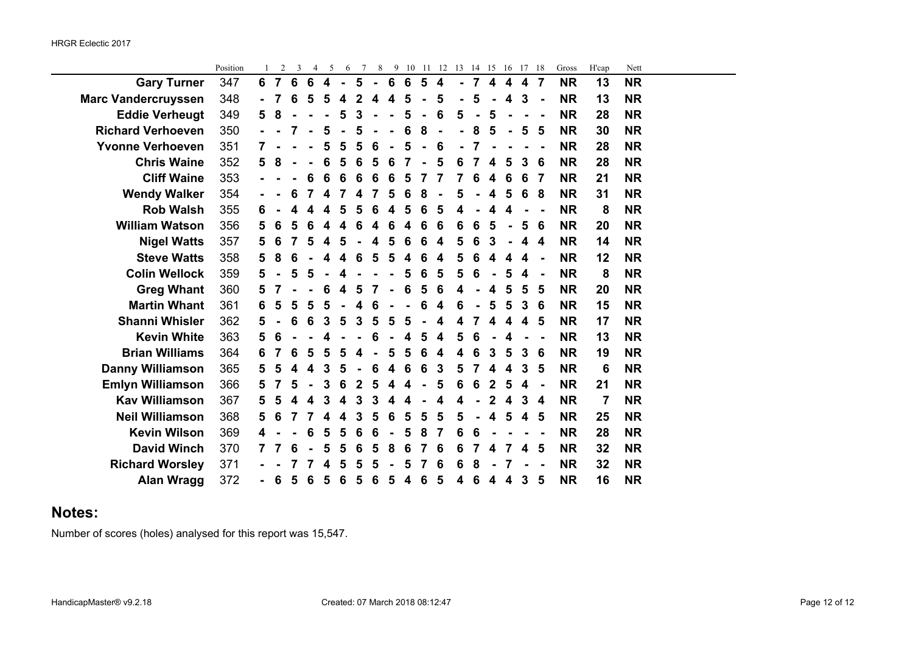HRGR Eclectic 2017

| | Position | 1 | 2 | 3 | 4 | 5 | 6 | 7 | 8 | 9 | 10 | 11 | 12 | 13 | 14 | 15 | 16 | 17 | 18 | Gross | H'cap | Nett |
|---|---|---|---|---|---|---|---|---|---|---|---|---|---|---|---|---|---|---|---|---|---|---|
| **Gary Turner** | 347 | **6** | **7** | **6** | **6** | **4** | **-** | **5** | **-** | **6** | **6** | **5** | **4** | **-** | **7** | **4** | **4** | **4** | **7** | **NR** | **13** | **NR** |
| **Marc Vandercruyssen** | 348 | **-** | **7** | **6** | **5** | **5** | **4** | **2** | **4** | **4** | **5** | **-** | **5** | **-** | **5** | **-** | **4** | **3** | **-** | **NR** | **13** | **NR** |
| **Eddie Verheugt** | 349 | **5** | **8** | **-** | **-** | **-** | **-** | **5** | **3** | **-** | **-** | **5** | **-** | **6** | **5** | **-** | **5** | **-** | **-** | **NR** | **28** | **NR** |
| **Richard Verhoeven** | 350 | **-** | **-** | **7** | **-** | **5** | **-** | **5** | **-** | **-** | **6** | **8** | **-** | **-** | **8** | **5** | **-** | **5** | **5** | **NR** | **30** | **NR** |
| **Yvonne Verhoeven** | 351 | **7** | **-** | **-** | **-** | **5** | **5** | **5** | **6** | **-** | **5** | **-** | **6** | **-** | **7** | **-** | **-** | **-** | **-** | **NR** | **28** | **NR** |
| **Chris Waine** | 352 | **5** | **8** | **-** | **-** | **6** | **5** | **6** | **5** | **6** | **7** | **-** | **5** | **6** | **7** | **4** | **5** | **3** | **6** | **NR** | **28** | **NR** |
| **Cliff Waine** | 353 | **-** | **-** | **-** | **6** | **6** | **6** | **6** | **6** | **6** | **5** | **7** | **7** | **7** | **6** | **4** | **6** | **6** | **7** | **NR** | **21** | **NR** |
| **Wendy Walker** | 354 | **-** | **-** | **6** | **7** | **4** | **7** | **4** | **7** | **5** | **6** | **8** | **-** | **5** | **-** | **4** | **5** | **6** | **8** | **NR** | **31** | **NR** |
| **Rob Walsh** | 355 | **6** | **-** | **4** | **4** | **4** | **5** | **5** | **6** | **4** | **5** | **6** | **5** | **4** | **-** | **4** | **4** | **-** | **-** | **NR** | **8** | **NR** |
| **William Watson** | 356 | **5** | **6** | **5** | **6** | **4** | **4** | **6** | **4** | **6** | **4** | **6** | **6** | **6** | **6** | **5** | **-** | **5** | **6** | **NR** | **20** | **NR** |
| **Nigel Watts** | 357 | **5** | **6** | **7** | **5** | **4** | **5** | **-** | **4** | **5** | **6** | **6** | **4** | **5** | **6** | **3** | **-** | **4** | **4** | **NR** | **14** | **NR** |
| **Steve Watts** | 358 | **5** | **8** | **6** | **-** | **4** | **4** | **6** | **5** | **5** | **4** | **6** | **4** | **5** | **6** | **4** | **4** | **4** | **-** | **NR** | **12** | **NR** |
| **Colin Wellock** | 359 | **5** | **-** | **5** | **5** | **-** | **4** | **-** | **-** | **-** | **-** | **5** | **6** | **5** | **5** | **6** | **-** | **5** | **4** | **-** | **NR** | **8** | **NR** |
| **Greg Whant** | 360 | **5** | **7** | **-** | **-** | **6** | **4** | **5** | **7** | **-** | **6** | **5** | **6** | **4** | **-** | **4** | **5** | **5** | **5** | **NR** | **20** | **NR** |
| **Martin Whant** | 361 | **6** | **5** | **5** | **5** | **5** | **-** | **4** | **6** | **-** | **-** | **6** | **4** | **6** | **-** | **5** | **5** | **3** | **6** | **NR** | **15** | **NR** |
| **Shanni Whisler** | 362 | **5** | **-** | **6** | **6** | **3** | **5** | **3** | **5** | **5** | **5** | **-** | **4** | **4** | **7** | **4** | **4** | **4** | **5** | **NR** | **17** | **NR** |
| **Kevin White** | 363 | **5** | **6** | **-** | **-** | **4** | **-** | **-** | **6** | **-** | **4** | **5** | **4** | **5** | **6** | **-** | **4** | **-** | **-** | **NR** | **13** | **NR** |
| **Brian Williams** | 364 | **6** | **7** | **6** | **5** | **5** | **5** | **4** | **-** | **5** | **5** | **6** | **4** | **4** | **6** | **3** | **5** | **3** | **6** | **NR** | **19** | **NR** |
| **Danny Williamson** | 365 | **5** | **5** | **4** | **4** | **3** | **5** | **-** | **6** | **4** | **6** | **6** | **3** | **5** | **7** | **4** | **4** | **3** | **5** | **NR** | **6** | **NR** |
| **Emlyn Williamson** | 366 | **5** | **7** | **5** | **-** | **3** | **6** | **2** | **5** | **4** | **4** | **-** | **5** | **6** | **6** | **2** | **5** | **4** | **-** | **NR** | **21** | **NR** |
| **Kav Williamson** | 367 | **5** | **5** | **4** | **4** | **3** | **4** | **3** | **3** | **4** | **4** | **-** | **4** | **4** | **-** | **2** | **4** | **3** | **4** | **NR** | **7** | **NR** |
| **Neil Williamson** | 368 | **5** | **6** | **7** | **7** | **4** | **4** | **3** | **5** | **6** | **5** | **5** | **5** | **5** | **-** | **4** | **5** | **4** | **5** | **NR** | **25** | **NR** |
| **Kevin Wilson** | 369 | **4** | **-** | **-** | **6** | **5** | **5** | **6** | **6** | **-** | **5** | **8** | **7** | **6** | **6** | **-** | **-** | **-** | **-** | **NR** | **28** | **NR** |
| **David Winch** | 370 | **7** | **7** | **6** | **-** | **5** | **5** | **6** | **5** | **8** | **6** | **7** | **6** | **6** | **7** | **4** | **7** | **4** | **5** | **NR** | **32** | **NR** |
| **Richard Worsley** | 371 | **-** | **-** | **7** | **7** | **4** | **5** | **5** | **5** | **-** | **5** | **7** | **6** | **6** | **8** | **-** | **7** | **-** | **-** | **NR** | **32** | **NR** |
| **Alan Wragg** | 372 | **-** | **6** | **5** | **6** | **5** | **6** | **5** | **6** | **5** | **4** | **6** | **5** | **4** | **6** | **4** | **4** | **3** | **5** | **NR** | **16** | **NR** |

## Notes:

Number of scores (holes) analysed for this report was 15,547.